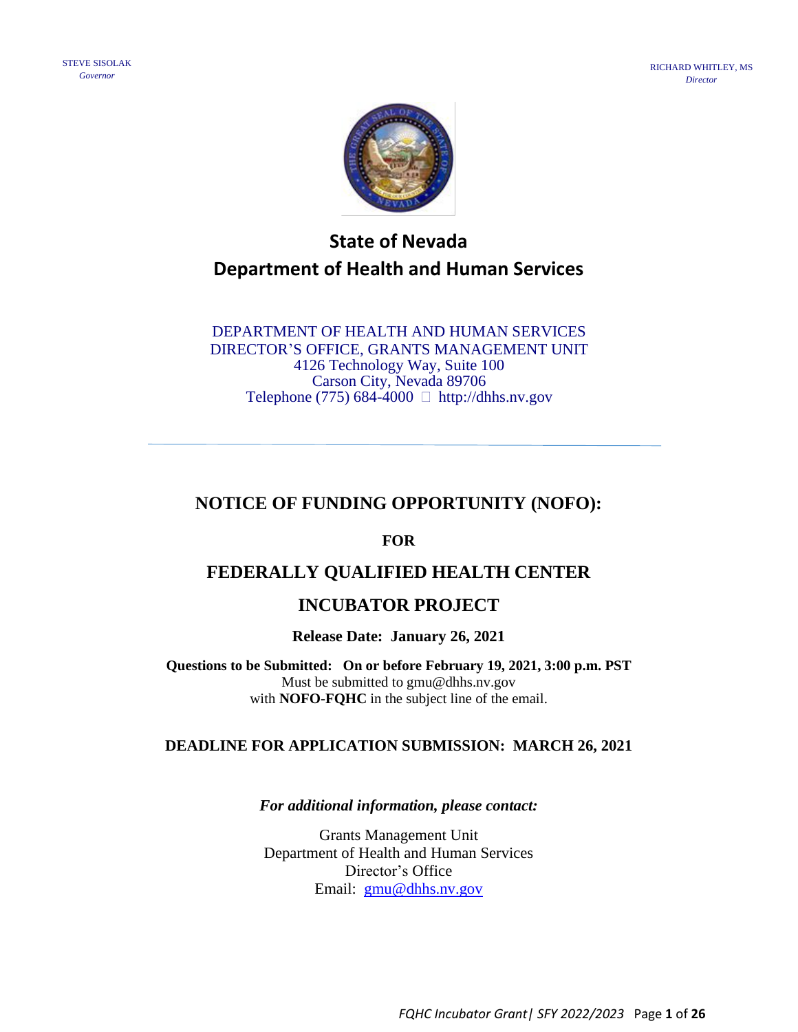STEVE SISOLAK
*Governor*

RICHARD WHITLEY, MS
*Director*

# State of Nevada
# Department of Health and Human Services

DEPARTMENT OF HEALTH AND HUMAN SERVICES
DIRECTOR'S OFFICE, GRANTS MANAGEMENT UNIT
4126 Technology Way, Suite 100
Carson City, Nevada 89706
Telephone (775) 684-4000 • http://dhhs.nv.gov

---

## NOTICE OF FUNDING OPPORTUNITY (NOFO):

**FOR**

## FEDERALLY QUALIFIED HEALTH CENTER

## INCUBATOR PROJECT

**Release Date: January 26, 2021**

**Questions to be Submitted: On or before February 19, 2021, 3:00 p.m. PST**
Must be submitted to gmu@dhhs.nv.gov
with **NOFO-FQHC** in the subject line of the email.

**DEADLINE FOR APPLICATION SUBMISSION: MARCH 26, 2021**

***For additional information, please contact:***

Grants Management Unit
Department of Health and Human Services
Director's Office
Email: gmu@dhhs.nv.gov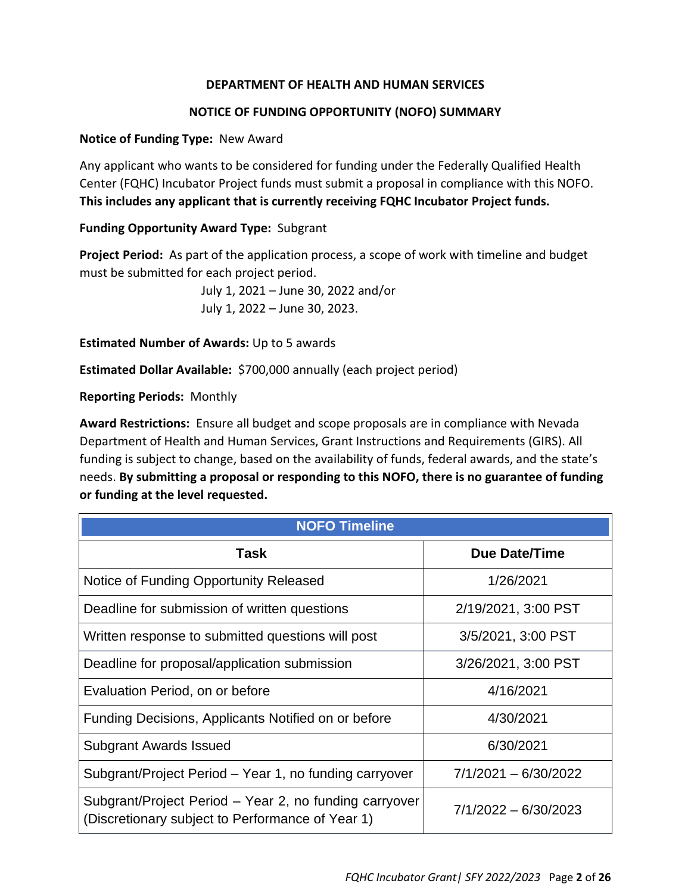**DEPARTMENT OF HEALTH AND HUMAN SERVICES**

**NOTICE OF FUNDING OPPORTUNITY (NOFO) SUMMARY**

**Notice of Funding Type:** New Award

Any applicant who wants to be considered for funding under the Federally Qualified Health Center (FQHC) Incubator Project funds must submit a proposal in compliance with this NOFO. **This includes any applicant that is currently receiving FQHC Incubator Project funds.**

**Funding Opportunity Award Type:** Subgrant

**Project Period:** As part of the application process, a scope of work with timeline and budget must be submitted for each project period.

July 1, 2021 – June 30, 2022 and/or
July 1, 2022 – June 30, 2023.

**Estimated Number of Awards:** Up to 5 awards

**Estimated Dollar Available:** $700,000 annually (each project period)

**Reporting Periods:** Monthly

**Award Restrictions:** Ensure all budget and scope proposals are in compliance with Nevada Department of Health and Human Services, Grant Instructions and Requirements (GIRS). All funding is subject to change, based on the availability of funds, federal awards, and the state's needs. **By submitting a proposal or responding to this NOFO, there is no guarantee of funding or funding at the level requested.**

| NOFO Timeline | |
|---|---|
| **Task** | **Due Date/Time** |
| Notice of Funding Opportunity Released | 1/26/2021 |
| Deadline for submission of written questions | 2/19/2021, 3:00 PST |
| Written response to submitted questions will post | 3/5/2021, 3:00 PST |
| Deadline for proposal/application submission | 3/26/2021, 3:00 PST |
| Evaluation Period, on or before | 4/16/2021 |
| Funding Decisions, Applicants Notified on or before | 4/30/2021 |
| Subgrant Awards Issued | 6/30/2021 |
| Subgrant/Project Period – Year 1, no funding carryover | 7/1/2021 – 6/30/2022 |
| Subgrant/Project Period – Year 2, no funding carryover (Discretionary subject to Performance of Year 1) | 7/1/2022 – 6/30/2023 |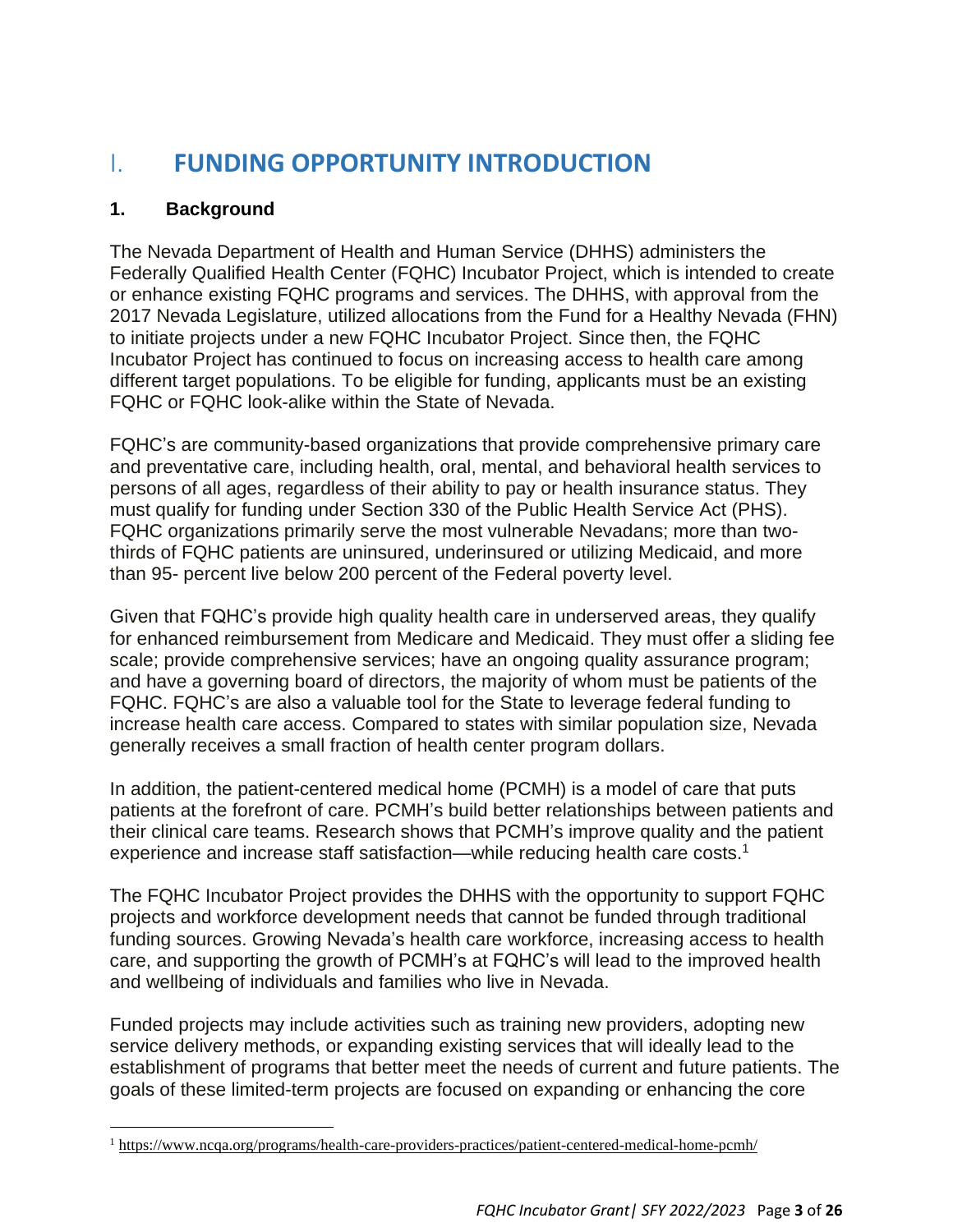# I. FUNDING OPPORTUNITY INTRODUCTION

## 1. Background

The Nevada Department of Health and Human Service (DHHS) administers the Federally Qualified Health Center (FQHC) Incubator Project, which is intended to create or enhance existing FQHC programs and services. The DHHS, with approval from the 2017 Nevada Legislature, utilized allocations from the Fund for a Healthy Nevada (FHN) to initiate projects under a new FQHC Incubator Project. Since then, the FQHC Incubator Project has continued to focus on increasing access to health care among different target populations. To be eligible for funding, applicants must be an existing FQHC or FQHC look-alike within the State of Nevada.

FQHC's are community-based organizations that provide comprehensive primary care and preventative care, including health, oral, mental, and behavioral health services to persons of all ages, regardless of their ability to pay or health insurance status. They must qualify for funding under Section 330 of the Public Health Service Act (PHS). FQHC organizations primarily serve the most vulnerable Nevadans; more than two-thirds of FQHC patients are uninsured, underinsured or utilizing Medicaid, and more than 95- percent live below 200 percent of the Federal poverty level.

Given that FQHC's provide high quality health care in underserved areas, they qualify for enhanced reimbursement from Medicare and Medicaid. They must offer a sliding fee scale; provide comprehensive services; have an ongoing quality assurance program; and have a governing board of directors, the majority of whom must be patients of the FQHC. FQHC's are also a valuable tool for the State to leverage federal funding to increase health care access. Compared to states with similar population size, Nevada generally receives a small fraction of health center program dollars.

In addition, the patient-centered medical home (PCMH) is a model of care that puts patients at the forefront of care. PCMH's build better relationships between patients and their clinical care teams. Research shows that PCMH's improve quality and the patient experience and increase staff satisfaction—while reducing health care costs.[1]

The FQHC Incubator Project provides the DHHS with the opportunity to support FQHC projects and workforce development needs that cannot be funded through traditional funding sources. Growing Nevada's health care workforce, increasing access to health care, and supporting the growth of PCMH's at FQHC's will lead to the improved health and wellbeing of individuals and families who live in Nevada.

Funded projects may include activities such as training new providers, adopting new service delivery methods, or expanding existing services that will ideally lead to the establishment of programs that better meet the needs of current and future patients. The goals of these limited-term projects are focused on expanding or enhancing the core

[1] https://www.ncqa.org/programs/health-care-providers-practices/patient-centered-medical-home-pcmh/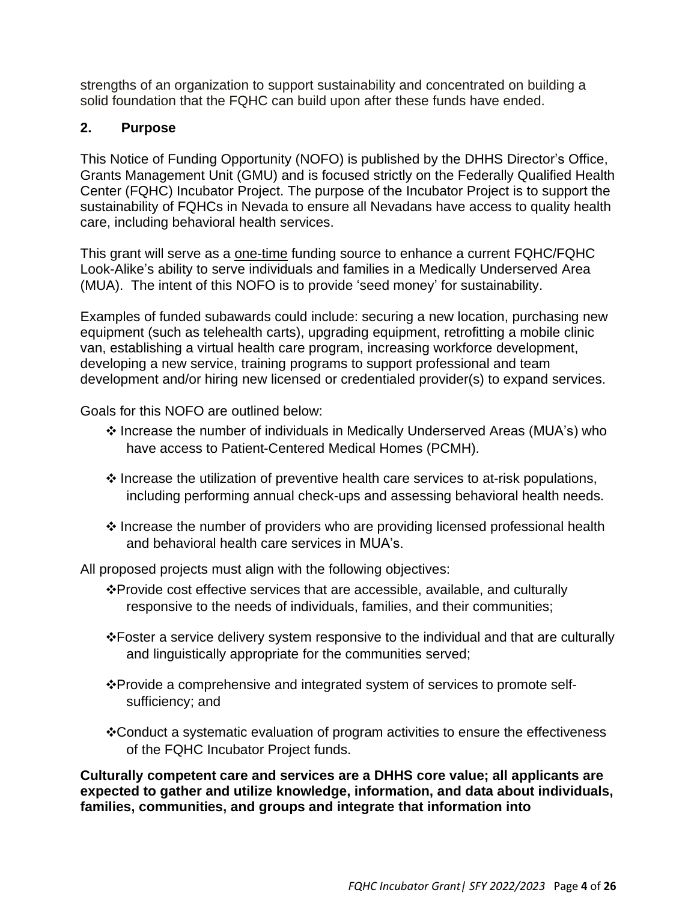strengths of an organization to support sustainability and concentrated on building a solid foundation that the FQHC can build upon after these funds have ended.

## 2. Purpose

This Notice of Funding Opportunity (NOFO) is published by the DHHS Director's Office, Grants Management Unit (GMU) and is focused strictly on the Federally Qualified Health Center (FQHC) Incubator Project. The purpose of the Incubator Project is to support the sustainability of FQHCs in Nevada to ensure all Nevadans have access to quality health care, including behavioral health services.

This grant will serve as a one-time funding source to enhance a current FQHC/FQHC Look-Alike's ability to serve individuals and families in a Medically Underserved Area (MUA). The intent of this NOFO is to provide 'seed money' for sustainability.

Examples of funded subawards could include: securing a new location, purchasing new equipment (such as telehealth carts), upgrading equipment, retrofitting a mobile clinic van, establishing a virtual health care program, increasing workforce development, developing a new service, training programs to support professional and team development and/or hiring new licensed or credentialed provider(s) to expand services.

Goals for this NOFO are outlined below:

- ❖ Increase the number of individuals in Medically Underserved Areas (MUA's) who have access to Patient-Centered Medical Homes (PCMH).
- ❖ Increase the utilization of preventive health care services to at-risk populations, including performing annual check-ups and assessing behavioral health needs.
- ❖ Increase the number of providers who are providing licensed professional health and behavioral health care services in MUA's.

All proposed projects must align with the following objectives:

- ❖Provide cost effective services that are accessible, available, and culturally responsive to the needs of individuals, families, and their communities;
- ❖Foster a service delivery system responsive to the individual and that are culturally and linguistically appropriate for the communities served;
- ❖Provide a comprehensive and integrated system of services to promote self-sufficiency; and
- ❖Conduct a systematic evaluation of program activities to ensure the effectiveness of the FQHC Incubator Project funds.

**Culturally competent care and services are a DHHS core value; all applicants are expected to gather and utilize knowledge, information, and data about individuals, families, communities, and groups and integrate that information into**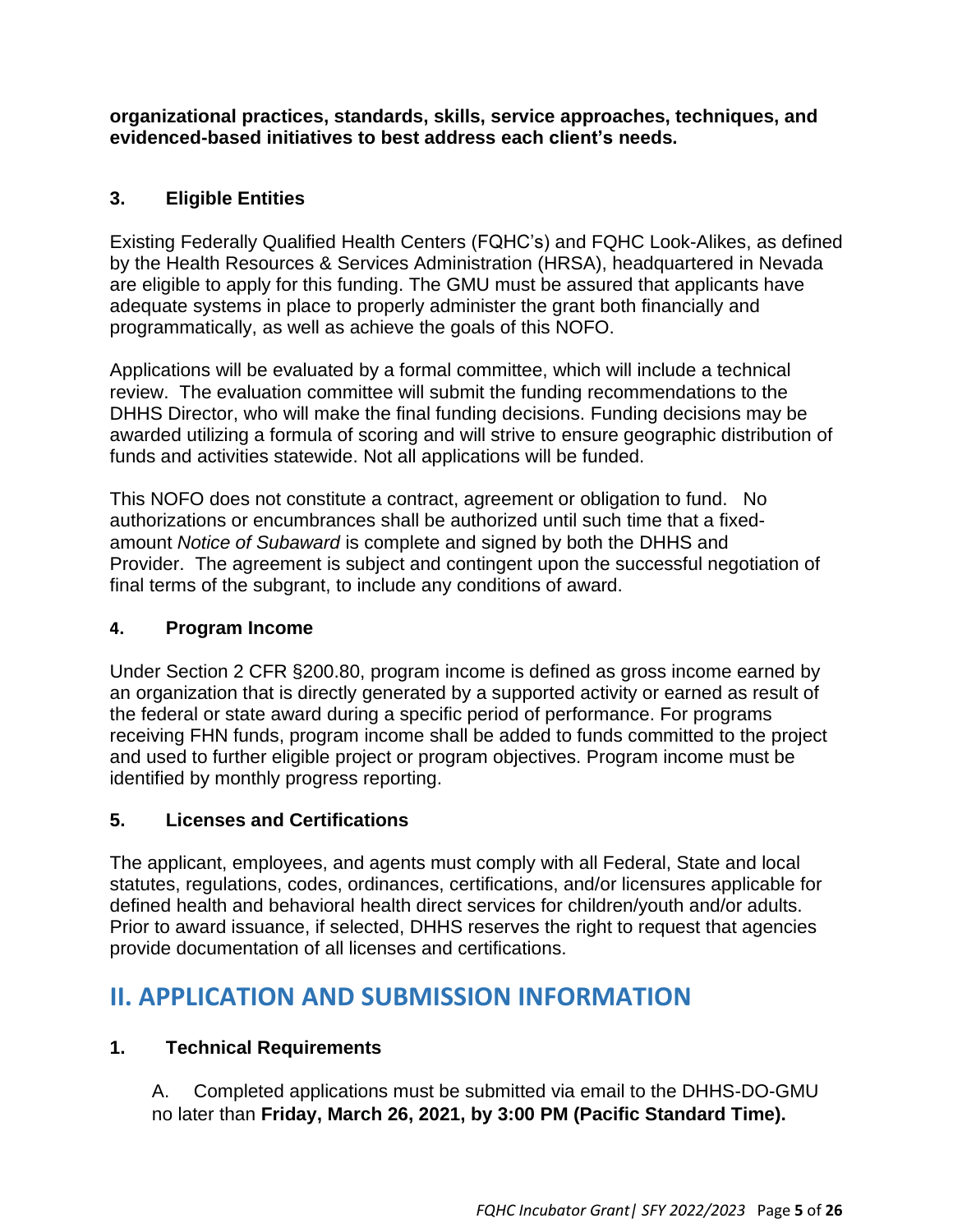**organizational practices, standards, skills, service approaches, techniques, and evidenced-based initiatives to best address each client's needs.**

### 3. Eligible Entities

Existing Federally Qualified Health Centers (FQHC's) and FQHC Look-Alikes, as defined by the Health Resources & Services Administration (HRSA), headquartered in Nevada are eligible to apply for this funding. The GMU must be assured that applicants have adequate systems in place to properly administer the grant both financially and programmatically, as well as achieve the goals of this NOFO.

Applications will be evaluated by a formal committee, which will include a technical review. The evaluation committee will submit the funding recommendations to the DHHS Director, who will make the final funding decisions. Funding decisions may be awarded utilizing a formula of scoring and will strive to ensure geographic distribution of funds and activities statewide. Not all applications will be funded.

This NOFO does not constitute a contract, agreement or obligation to fund. No authorizations or encumbrances shall be authorized until such time that a fixed-amount *Notice of Subaward* is complete and signed by both the DHHS and Provider. The agreement is subject and contingent upon the successful negotiation of final terms of the subgrant, to include any conditions of award.

### 4. Program Income

Under Section 2 CFR §200.80, program income is defined as gross income earned by an organization that is directly generated by a supported activity or earned as result of the federal or state award during a specific period of performance. For programs receiving FHN funds, program income shall be added to funds committed to the project and used to further eligible project or program objectives. Program income must be identified by monthly progress reporting.

### 5. Licenses and Certifications

The applicant, employees, and agents must comply with all Federal, State and local statutes, regulations, codes, ordinances, certifications, and/or licensures applicable for defined health and behavioral health direct services for children/youth and/or adults. Prior to award issuance, if selected, DHHS reserves the right to request that agencies provide documentation of all licenses and certifications.

## II. APPLICATION AND SUBMISSION INFORMATION

### 1. Technical Requirements

A. Completed applications must be submitted via email to the DHHS-DO-GMU no later than **Friday, March 26, 2021, by 3:00 PM (Pacific Standard Time).**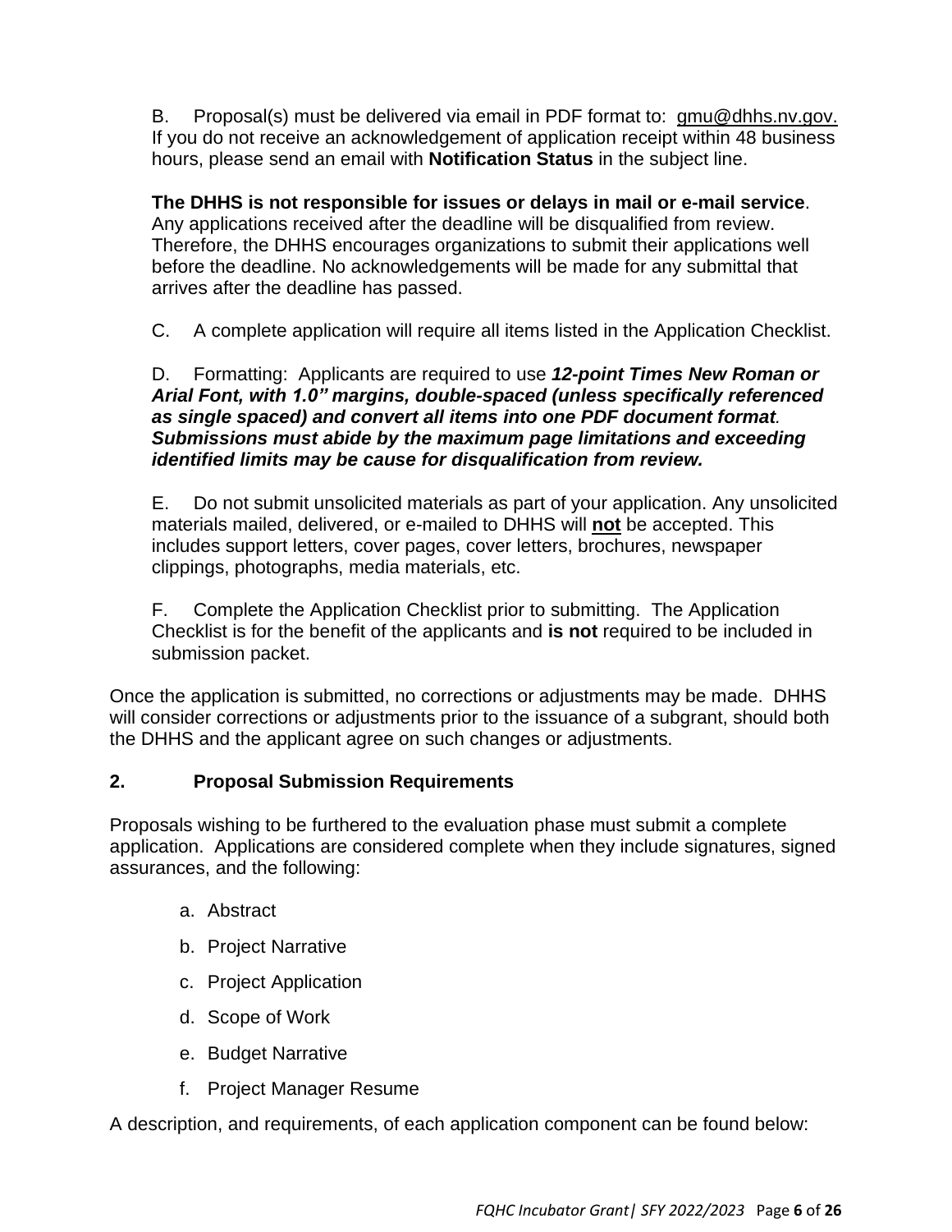B. Proposal(s) must be delivered via email in PDF format to: gmu@dhhs.nv.gov. If you do not receive an acknowledgement of application receipt within 48 business hours, please send an email with **Notification Status** in the subject line.

**The DHHS is not responsible for issues or delays in mail or e-mail service**. Any applications received after the deadline will be disqualified from review. Therefore, the DHHS encourages organizations to submit their applications well before the deadline. No acknowledgements will be made for any submittal that arrives after the deadline has passed.

C. A complete application will require all items listed in the Application Checklist.

D. Formatting: Applicants are required to use ***12-point Times New Roman or Arial Font, with 1.0" margins, double-spaced (unless specifically referenced as single spaced) and convert all items into one PDF document format. Submissions must abide by the maximum page limitations and exceeding identified limits may be cause for disqualification from review.***

E. Do not submit unsolicited materials as part of your application. Any unsolicited materials mailed, delivered, or e-mailed to DHHS will **not** be accepted. This includes support letters, cover pages, cover letters, brochures, newspaper clippings, photographs, media materials, etc.

F. Complete the Application Checklist prior to submitting. The Application Checklist is for the benefit of the applicants and **is not** required to be included in submission packet.

Once the application is submitted, no corrections or adjustments may be made. DHHS will consider corrections or adjustments prior to the issuance of a subgrant, should both the DHHS and the applicant agree on such changes or adjustments.

## 2. Proposal Submission Requirements

Proposals wishing to be furthered to the evaluation phase must submit a complete application. Applications are considered complete when they include signatures, signed assurances, and the following:

a. Abstract
b. Project Narrative
c. Project Application
d. Scope of Work
e. Budget Narrative
f. Project Manager Resume

A description, and requirements, of each application component can be found below: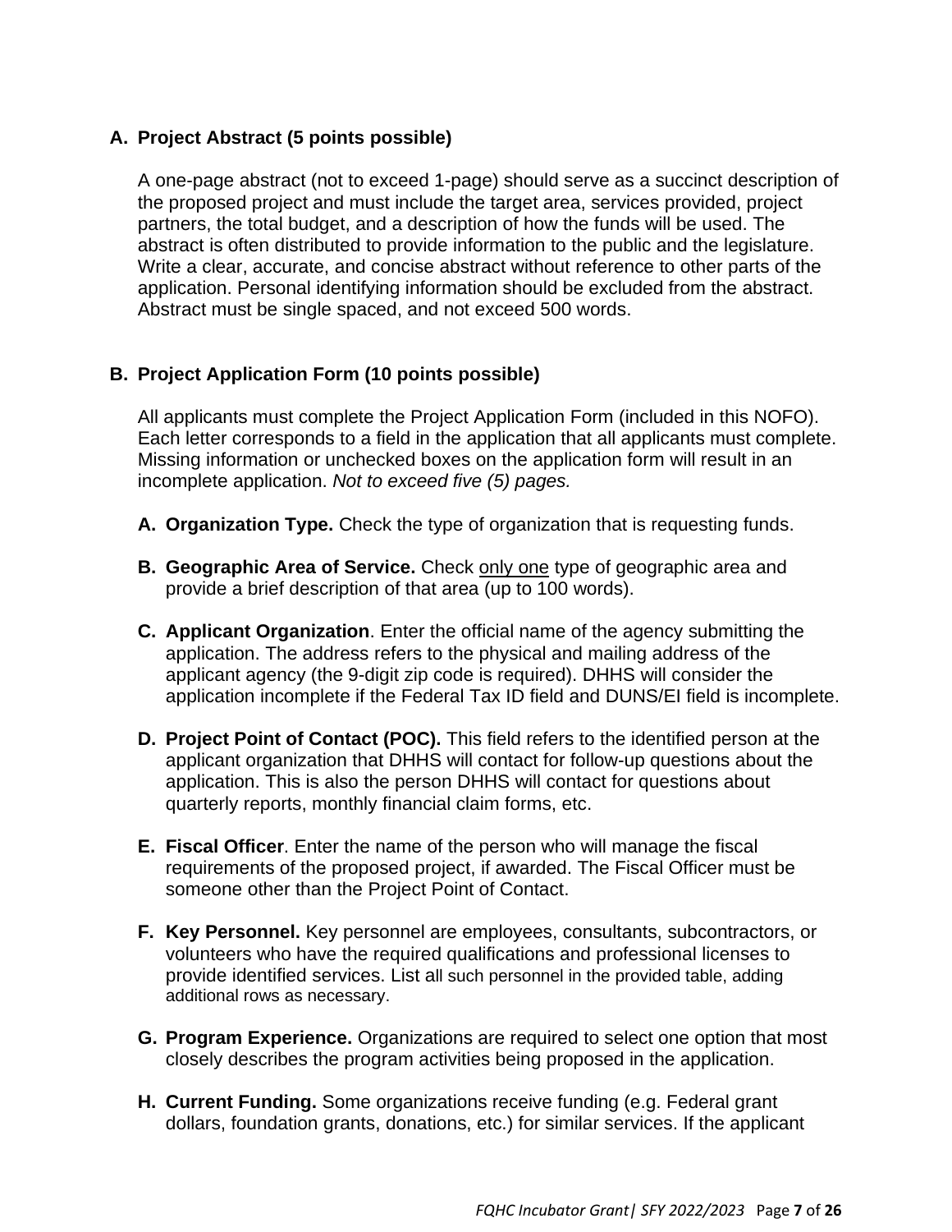## A. Project Abstract (5 points possible)

A one-page abstract (not to exceed 1-page) should serve as a succinct description of the proposed project and must include the target area, services provided, project partners, the total budget, and a description of how the funds will be used. The abstract is often distributed to provide information to the public and the legislature. Write a clear, accurate, and concise abstract without reference to other parts of the application. Personal identifying information should be excluded from the abstract. Abstract must be single spaced, and not exceed 500 words.

## B. Project Application Form (10 points possible)

All applicants must complete the Project Application Form (included in this NOFO). Each letter corresponds to a field in the application that all applicants must complete. Missing information or unchecked boxes on the application form will result in an incomplete application. *Not to exceed five (5) pages.*

A. **Organization Type.** Check the type of organization that is requesting funds.

B. **Geographic Area of Service.** Check only one type of geographic area and provide a brief description of that area (up to 100 words).

C. **Applicant Organization**. Enter the official name of the agency submitting the application. The address refers to the physical and mailing address of the applicant agency (the 9-digit zip code is required). DHHS will consider the application incomplete if the Federal Tax ID field and DUNS/EI field is incomplete.

D. **Project Point of Contact (POC).** This field refers to the identified person at the applicant organization that DHHS will contact for follow-up questions about the application. This is also the person DHHS will contact for questions about quarterly reports, monthly financial claim forms, etc.

E. **Fiscal Officer**. Enter the name of the person who will manage the fiscal requirements of the proposed project, if awarded. The Fiscal Officer must be someone other than the Project Point of Contact.

F. **Key Personnel.** Key personnel are employees, consultants, subcontractors, or volunteers who have the required qualifications and professional licenses to provide identified services. List all such personnel in the provided table, adding additional rows as necessary.

G. **Program Experience.** Organizations are required to select one option that most closely describes the program activities being proposed in the application.

H. **Current Funding.** Some organizations receive funding (e.g. Federal grant dollars, foundation grants, donations, etc.) for similar services. If the applicant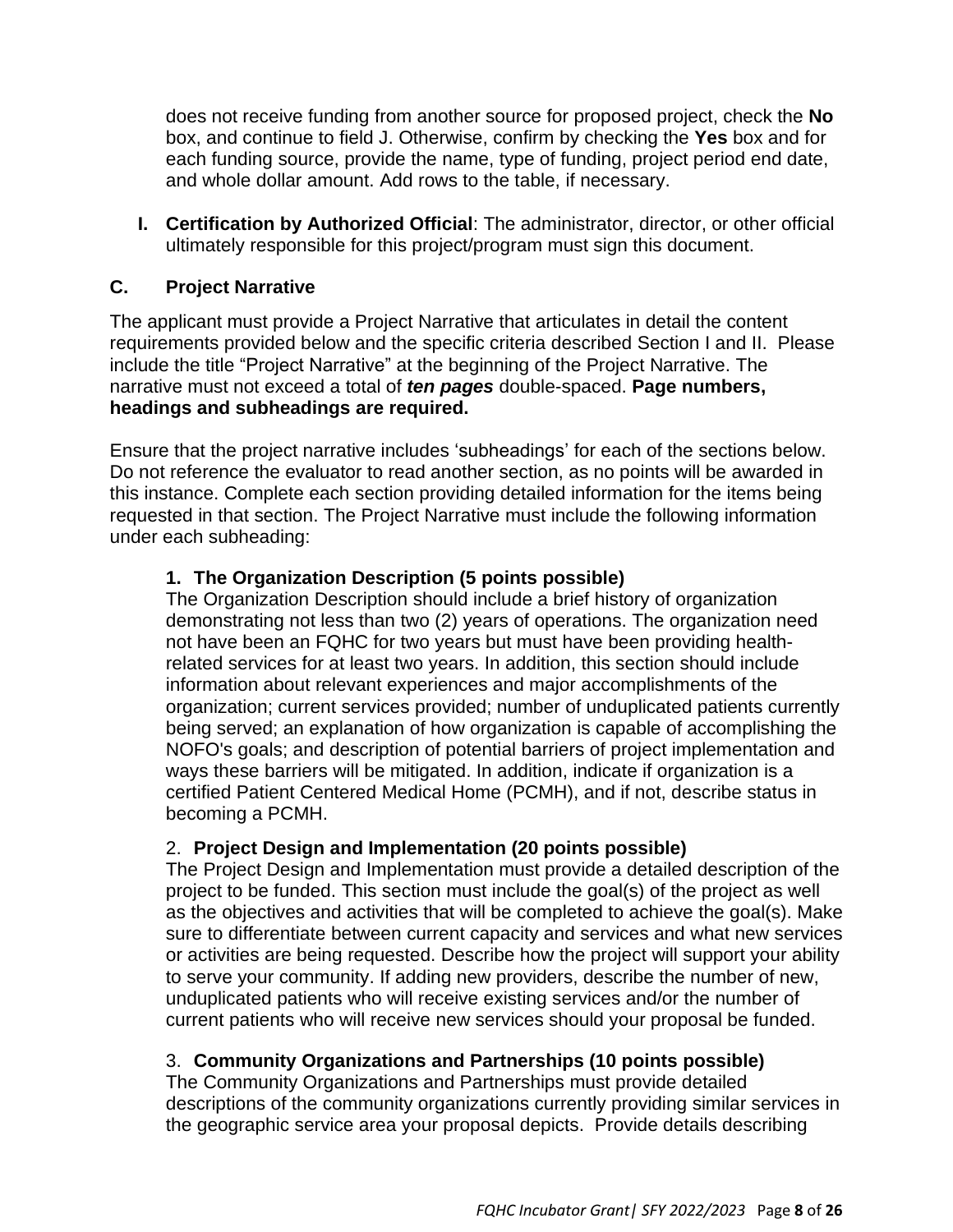does not receive funding from another source for proposed project, check the **No** box, and continue to field J. Otherwise, confirm by checking the **Yes** box and for each funding source, provide the name, type of funding, project period end date, and whole dollar amount. Add rows to the table, if necessary.

**I. Certification by Authorized Official**: The administrator, director, or other official ultimately responsible for this project/program must sign this document.

## C. Project Narrative

The applicant must provide a Project Narrative that articulates in detail the content requirements provided below and the specific criteria described Section I and II. Please include the title "Project Narrative" at the beginning of the Project Narrative. The narrative must not exceed a total of ***ten pages*** double-spaced. **Page numbers, headings and subheadings are required.**

Ensure that the project narrative includes 'subheadings' for each of the sections below. Do not reference the evaluator to read another section, as no points will be awarded in this instance. Complete each section providing detailed information for the items being requested in that section. The Project Narrative must include the following information under each subheading:

### 1. The Organization Description (5 points possible)

The Organization Description should include a brief history of organization demonstrating not less than two (2) years of operations. The organization need not have been an FQHC for two years but must have been providing health-related services for at least two years. In addition, this section should include information about relevant experiences and major accomplishments of the organization; current services provided; number of unduplicated patients currently being served; an explanation of how organization is capable of accomplishing the NOFO's goals; and description of potential barriers of project implementation and ways these barriers will be mitigated. In addition, indicate if organization is a certified Patient Centered Medical Home (PCMH), and if not, describe status in becoming a PCMH.

### 2. Project Design and Implementation (20 points possible)

The Project Design and Implementation must provide a detailed description of the project to be funded. This section must include the goal(s) of the project as well as the objectives and activities that will be completed to achieve the goal(s). Make sure to differentiate between current capacity and services and what new services or activities are being requested. Describe how the project will support your ability to serve your community. If adding new providers, describe the number of new, unduplicated patients who will receive existing services and/or the number of current patients who will receive new services should your proposal be funded.

### 3. Community Organizations and Partnerships (10 points possible)

The Community Organizations and Partnerships must provide detailed descriptions of the community organizations currently providing similar services in the geographic service area your proposal depicts. Provide details describing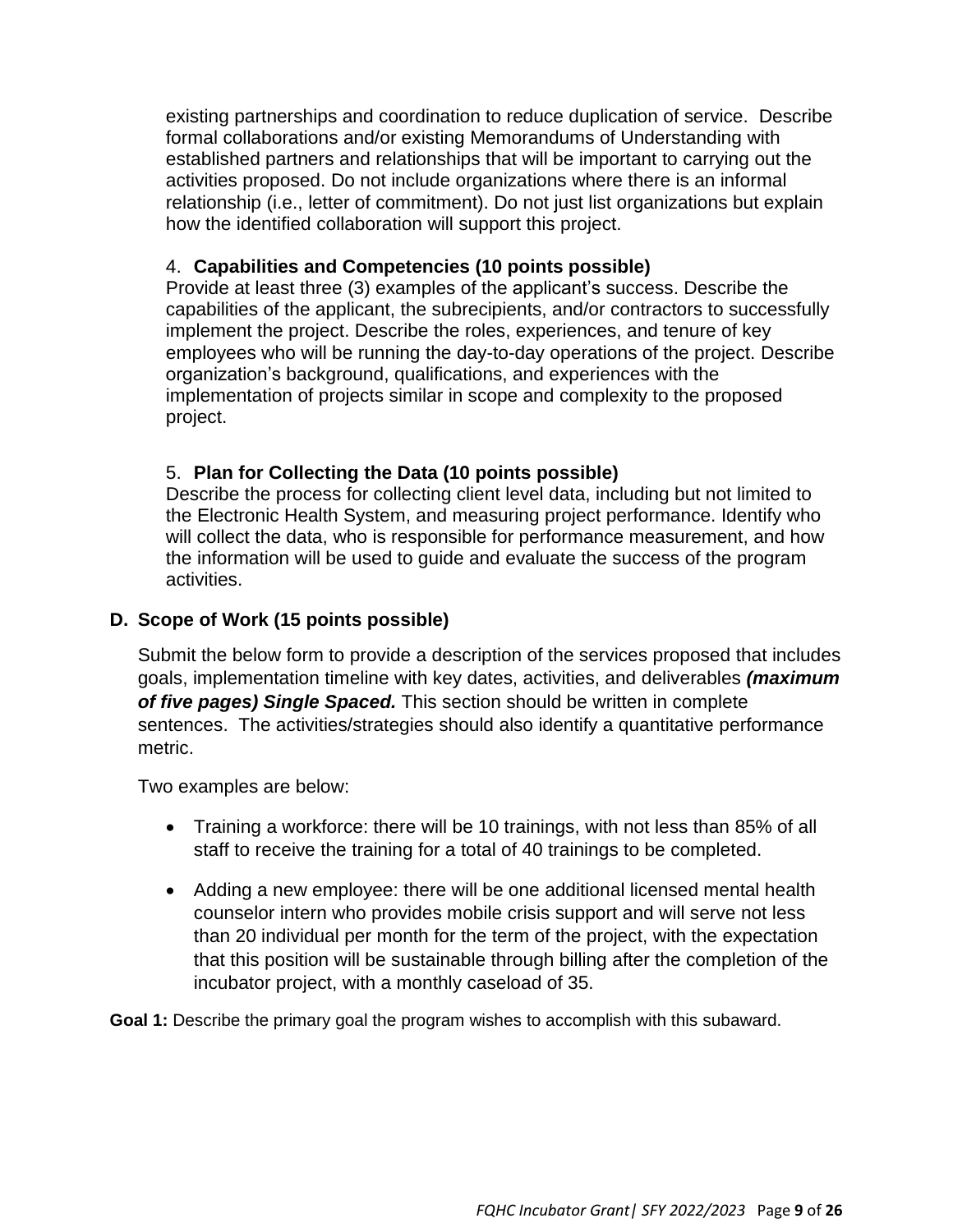existing partnerships and coordination to reduce duplication of service. Describe formal collaborations and/or existing Memorandums of Understanding with established partners and relationships that will be important to carrying out the activities proposed. Do not include organizations where there is an informal relationship (i.e., letter of commitment). Do not just list organizations but explain how the identified collaboration will support this project.

4. **Capabilities and Competencies (10 points possible)**
Provide at least three (3) examples of the applicant's success. Describe the capabilities of the applicant, the subrecipients, and/or contractors to successfully implement the project. Describe the roles, experiences, and tenure of key employees who will be running the day-to-day operations of the project. Describe organization's background, qualifications, and experiences with the implementation of projects similar in scope and complexity to the proposed project.

5. **Plan for Collecting the Data (10 points possible)**
Describe the process for collecting client level data, including but not limited to the Electronic Health System, and measuring project performance. Identify who will collect the data, who is responsible for performance measurement, and how the information will be used to guide and evaluate the success of the program activities.

### D. Scope of Work (15 points possible)

Submit the below form to provide a description of the services proposed that includes goals, implementation timeline with key dates, activities, and deliverables ***(maximum of five pages) Single Spaced.*** This section should be written in complete sentences. The activities/strategies should also identify a quantitative performance metric.

Two examples are below:

- Training a workforce: there will be 10 trainings, with not less than 85% of all staff to receive the training for a total of 40 trainings to be completed.
- Adding a new employee: there will be one additional licensed mental health counselor intern who provides mobile crisis support and will serve not less than 20 individual per month for the term of the project, with the expectation that this position will be sustainable through billing after the completion of the incubator project, with a monthly caseload of 35.

**Goal 1:** Describe the primary goal the program wishes to accomplish with this subaward.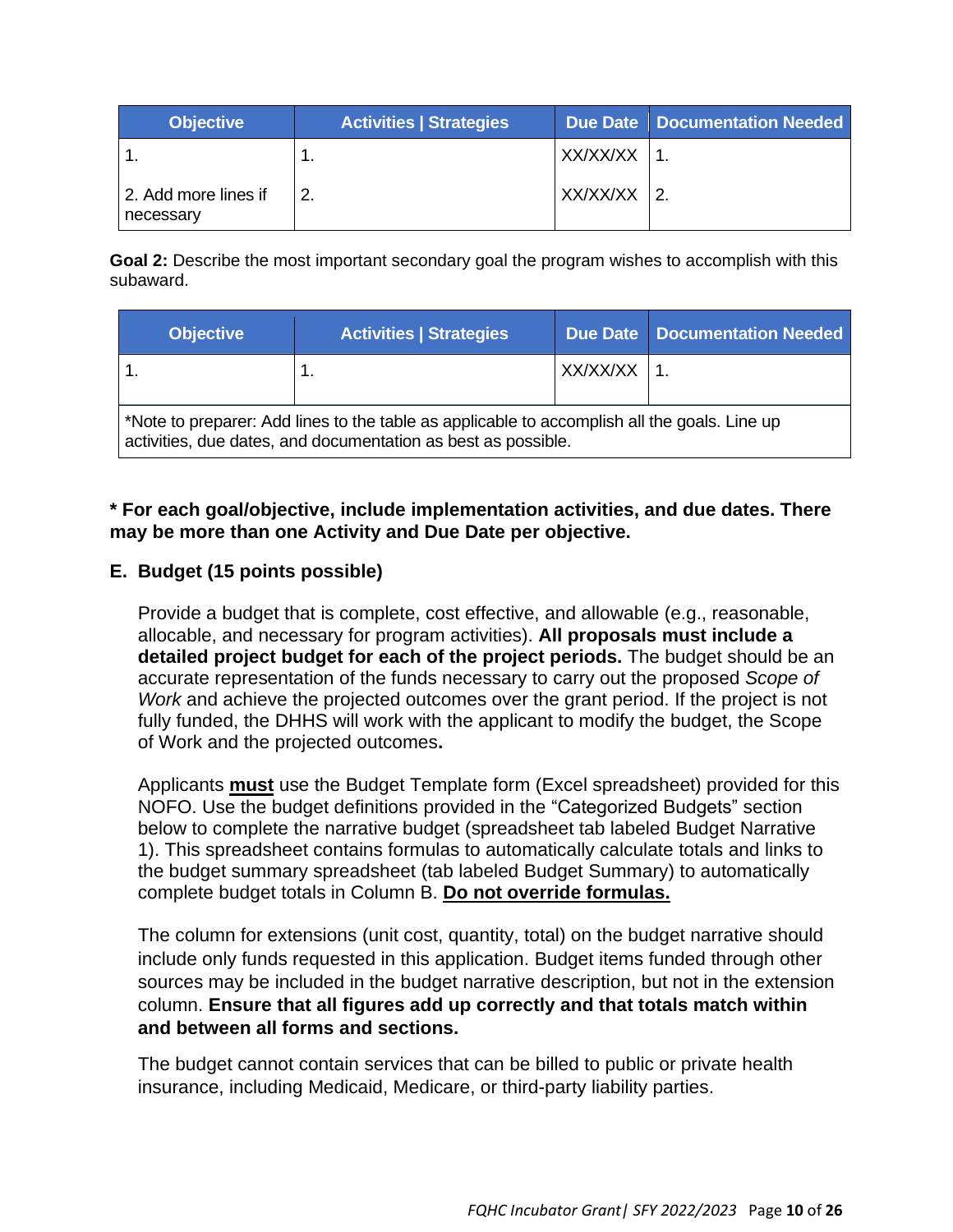| Objective | Activities \| Strategies | Due Date | Documentation Needed |
|---|---|---|---|
| 1. | 1. | XX/XX/XX | 1. |
| 2. Add more lines if necessary | 2. | XX/XX/XX | 2. |

**Goal 2:** Describe the most important secondary goal the program wishes to accomplish with this subaward.

| Objective | Activities \| Strategies | Due Date | Documentation Needed |
|---|---|---|---|
| 1. | 1. | XX/XX/XX | 1. |
| *Note to preparer: Add lines to the table as applicable to accomplish all the goals. Line up activities, due dates, and documentation as best as possible. | | | |

**\* For each goal/objective, include implementation activities, and due dates. There may be more than one Activity and Due Date per objective.**

### E. Budget (15 points possible)

Provide a budget that is complete, cost effective, and allowable (e.g., reasonable, allocable, and necessary for program activities). **All proposals must include a detailed project budget for each of the project periods.** The budget should be an accurate representation of the funds necessary to carry out the proposed *Scope of Work* and achieve the projected outcomes over the grant period. If the project is not fully funded, the DHHS will work with the applicant to modify the budget, the Scope of Work and the projected outcomes**.**

Applicants **must** use the Budget Template form (Excel spreadsheet) provided for this NOFO. Use the budget definitions provided in the "Categorized Budgets" section below to complete the narrative budget (spreadsheet tab labeled Budget Narrative 1). This spreadsheet contains formulas to automatically calculate totals and links to the budget summary spreadsheet (tab labeled Budget Summary) to automatically complete budget totals in Column B. **Do not override formulas.**

The column for extensions (unit cost, quantity, total) on the budget narrative should include only funds requested in this application. Budget items funded through other sources may be included in the budget narrative description, but not in the extension column. **Ensure that all figures add up correctly and that totals match within and between all forms and sections.**

The budget cannot contain services that can be billed to public or private health insurance, including Medicaid, Medicare, or third-party liability parties.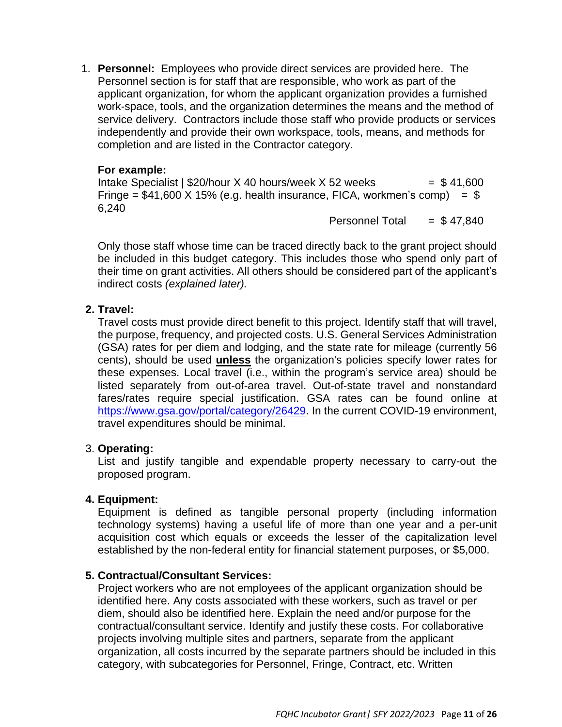1. **Personnel:** Employees who provide direct services are provided here. The Personnel section is for staff that are responsible, who work as part of the applicant organization, for whom the applicant organization provides a furnished work-space, tools, and the organization determines the means and the method of service delivery. Contractors include those staff who provide products or services independently and provide their own workspace, tools, means, and methods for completion and are listed in the Contractor category.

   **For example:**
   Intake Specialist | $20/hour X 40 hours/week X 52 weeks = $ 41,600
   Fringe = $41,600 X 15% (e.g. health insurance, FICA, workmen's comp) = $ 6,240
   Personnel Total = $ 47,840

   Only those staff whose time can be traced directly back to the grant project should be included in this budget category. This includes those who spend only part of their time on grant activities. All others should be considered part of the applicant's indirect costs *(explained later).*

2. **Travel:**
   Travel costs must provide direct benefit to this project. Identify staff that will travel, the purpose, frequency, and projected costs. U.S. General Services Administration (GSA) rates for per diem and lodging, and the state rate for mileage (currently 56 cents), should be used **unless** the organization's policies specify lower rates for these expenses. Local travel (i.e., within the program's service area) should be listed separately from out-of-area travel. Out-of-state travel and nonstandard fares/rates require special justification. GSA rates can be found online at https://www.gsa.gov/portal/category/26429. In the current COVID-19 environment, travel expenditures should be minimal.

3. **Operating:**
   List and justify tangible and expendable property necessary to carry-out the proposed program.

4. **Equipment:**
   Equipment is defined as tangible personal property (including information technology systems) having a useful life of more than one year and a per-unit acquisition cost which equals or exceeds the lesser of the capitalization level established by the non-federal entity for financial statement purposes, or $5,000.

5. **Contractual/Consultant Services:**
   Project workers who are not employees of the applicant organization should be identified here. Any costs associated with these workers, such as travel or per diem, should also be identified here. Explain the need and/or purpose for the contractual/consultant service. Identify and justify these costs. For collaborative projects involving multiple sites and partners, separate from the applicant organization, all costs incurred by the separate partners should be included in this category, with subcategories for Personnel, Fringe, Contract, etc. Written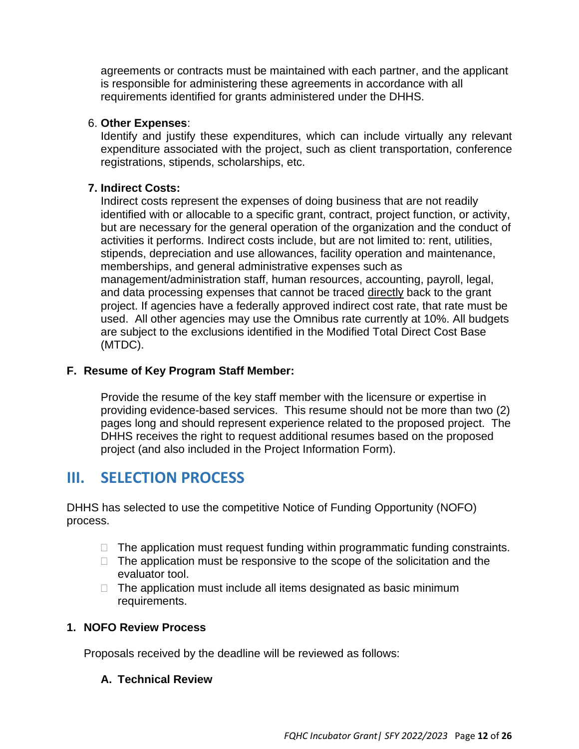agreements or contracts must be maintained with each partner, and the applicant is responsible for administering these agreements in accordance with all requirements identified for grants administered under the DHHS.

6. **Other Expenses**:
   Identify and justify these expenditures, which can include virtually any relevant expenditure associated with the project, such as client transportation, conference registrations, stipends, scholarships, etc.

7. **Indirect Costs:**
   Indirect costs represent the expenses of doing business that are not readily identified with or allocable to a specific grant, contract, project function, or activity, but are necessary for the general operation of the organization and the conduct of activities it performs. Indirect costs include, but are not limited to: rent, utilities, stipends, depreciation and use allowances, facility operation and maintenance, memberships, and general administrative expenses such as management/administration staff, human resources, accounting, payroll, legal, and data processing expenses that cannot be traced directly back to the grant project. If agencies have a federally approved indirect cost rate, that rate must be used. All other agencies may use the Omnibus rate currently at 10%. All budgets are subject to the exclusions identified in the Modified Total Direct Cost Base (MTDC).

**F. Resume of Key Program Staff Member:**

Provide the resume of the key staff member with the licensure or expertise in providing evidence-based services. This resume should not be more than two (2) pages long and should represent experience related to the proposed project. The DHHS receives the right to request additional resumes based on the proposed project (and also included in the Project Information Form).

# III. SELECTION PROCESS

DHHS has selected to use the competitive Notice of Funding Opportunity (NOFO) process.

- The application must request funding within programmatic funding constraints.
- The application must be responsive to the scope of the solicitation and the evaluator tool.
- The application must include all items designated as basic minimum requirements.

**1. NOFO Review Process**

Proposals received by the deadline will be reviewed as follows:

**A. Technical Review**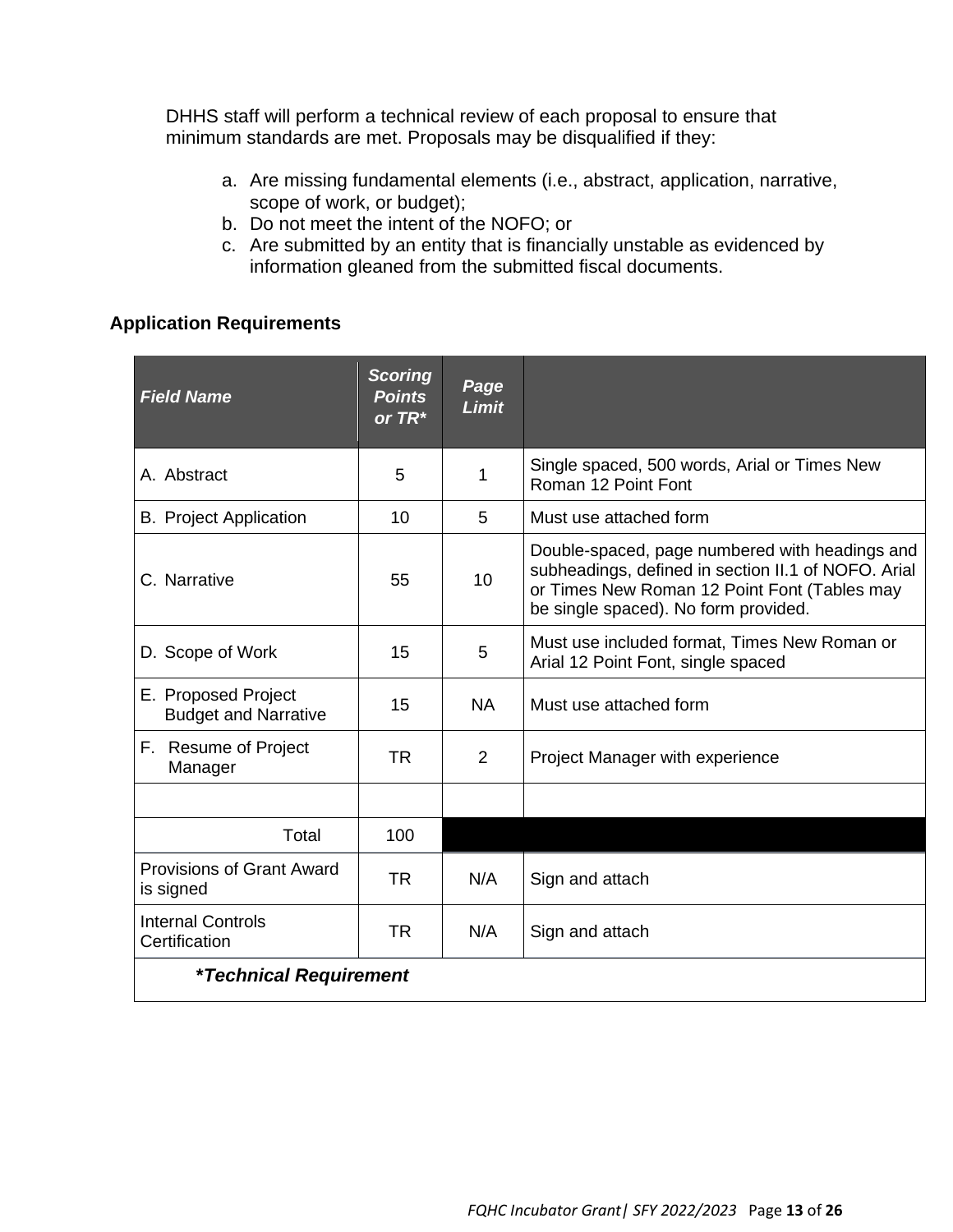DHHS staff will perform a technical review of each proposal to ensure that minimum standards are met. Proposals may be disqualified if they:

a. Are missing fundamental elements (i.e., abstract, application, narrative, scope of work, or budget);
b. Do not meet the intent of the NOFO; or
c. Are submitted by an entity that is financially unstable as evidenced by information gleaned from the submitted fiscal documents.

## Application Requirements

| ***Field Name*** | ***Scoring Points or TR**** | ***Page Limit*** | |
|---|---|---|---|
| A. Abstract | 5 | 1 | Single spaced, 500 words, Arial or Times New Roman 12 Point Font |
| B. Project Application | 10 | 5 | Must use attached form |
| C. Narrative | 55 | 10 | Double-spaced, page numbered with headings and subheadings, defined in section II.1 of NOFO. Arial or Times New Roman 12 Point Font (Tables may be single spaced). No form provided. |
| D. Scope of Work | 15 | 5 | Must use included format, Times New Roman or Arial 12 Point Font, single spaced |
| E. Proposed Project Budget and Narrative | 15 | NA | Must use attached form |
| F. Resume of Project Manager | TR | 2 | Project Manager with experience |
| | | | |
| Total | 100 | | |
| Provisions of Grant Award is signed | TR | N/A | Sign and attach |
| Internal Controls Certification | TR | N/A | Sign and attach |
| ***Technical Requirement** | | | |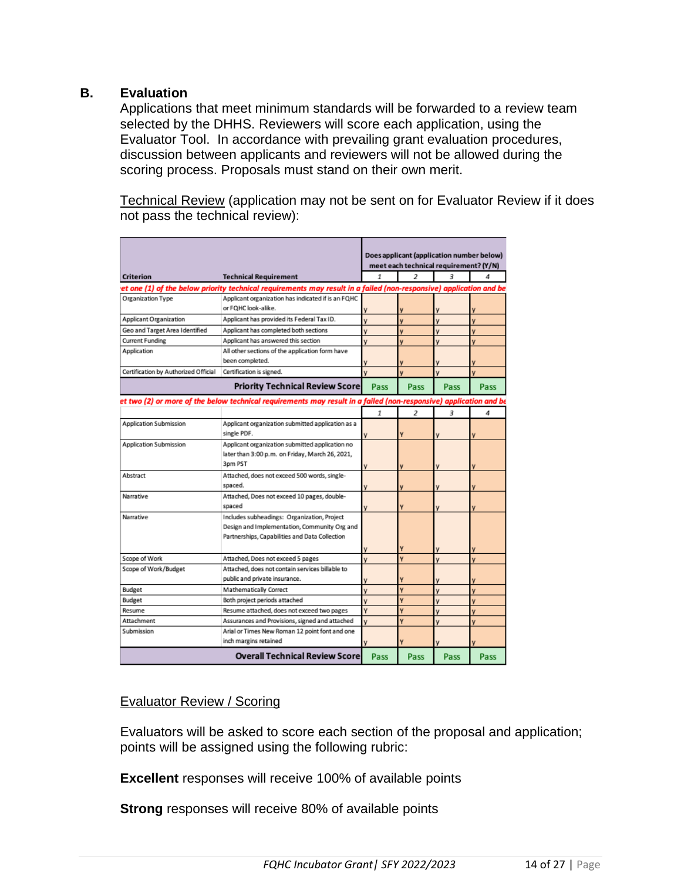## B. Evaluation

Applications that meet minimum standards will be forwarded to a review team selected by the DHHS. Reviewers will score each application, using the Evaluator Tool. In accordance with prevailing grant evaluation procedures, discussion between applicants and reviewers will not be allowed during the scoring process. Proposals must stand on their own merit.

Technical Review (application may not be sent on for Evaluator Review if it does not pass the technical review):

| Criterion | Technical Requirement | Does applicant (application number below) meet each technical requirement? (Y/N) | | | |
|---|---|---|---|---|---|
| | | 1 | 2 | 3 | 4 |
| *et one (1) of the below priority technical requirements may result in a failed (non-responsive) application and be* | | | | | |
| Organization Type | Applicant organization has indicated if is an FQHC or FQHC look-alike. | y | y | y | y |
| Applicant Organization | Applicant has provided its Federal Tax ID. | y | y | y | y |
| Geo and Target Area Identified | Applicant has completed both sections | y | y | y | y |
| Current Funding | Applicant has answered this section | y | y | y | y |
| Application | All other sections of the application form have been completed. | y | y | y | y |
| Certification by Authorized Official | Certification is signed. | y | y | y | y |
| | **Priority Technical Review Score** | Pass | Pass | Pass | Pass |
| *et two (2) or more of the below technical requirements may result in a failed (non-responsive) application and be* | | | | | |
| | | 1 | 2 | 3 | 4 |
| Application Submission | Applicant organization submitted application as a single PDF. | y | Y | y | y |
| Application Submission | Applicant organization submitted application no later than 3:00 p.m. on Friday, March 26, 2021, 3pm PST | y | y | y | y |
| Abstract | Attached, does not exceed 500 words, single-spaced. | y | y | y | y |
| Narrative | Attached, Does not exceed 10 pages, double-spaced | y | Y | y | y |
| Narrative | Includes subheadings: Organization, Project Design and Implementation, Community Org and Partnerships, Capabilities and Data Collection | y | Y | y | y |
| Scope of Work | Attached, Does not exceed 5 pages | y | Y | y | y |
| Scope of Work/Budget | Attached, does not contain services billable to public and private insurance. | y | Y | y | y |
| Budget | Mathematically Correct | y | Y | y | y |
| Budget | Both project periods attached | y | Y | y | y |
| Resume | Resume attached, does not exceed two pages | Y | Y | y | y |
| Attachment | Assurances and Provisions, signed and attached | y | Y | y | y |
| Submission | Arial or Times New Roman 12 point font and one inch margins retained | y | Y | y | y |
| | **Overall Technical Review Score** | Pass | Pass | Pass | Pass |

Evaluator Review / Scoring

Evaluators will be asked to score each section of the proposal and application; points will be assigned using the following rubric:

**Excellent** responses will receive 100% of available points

**Strong** responses will receive 80% of available points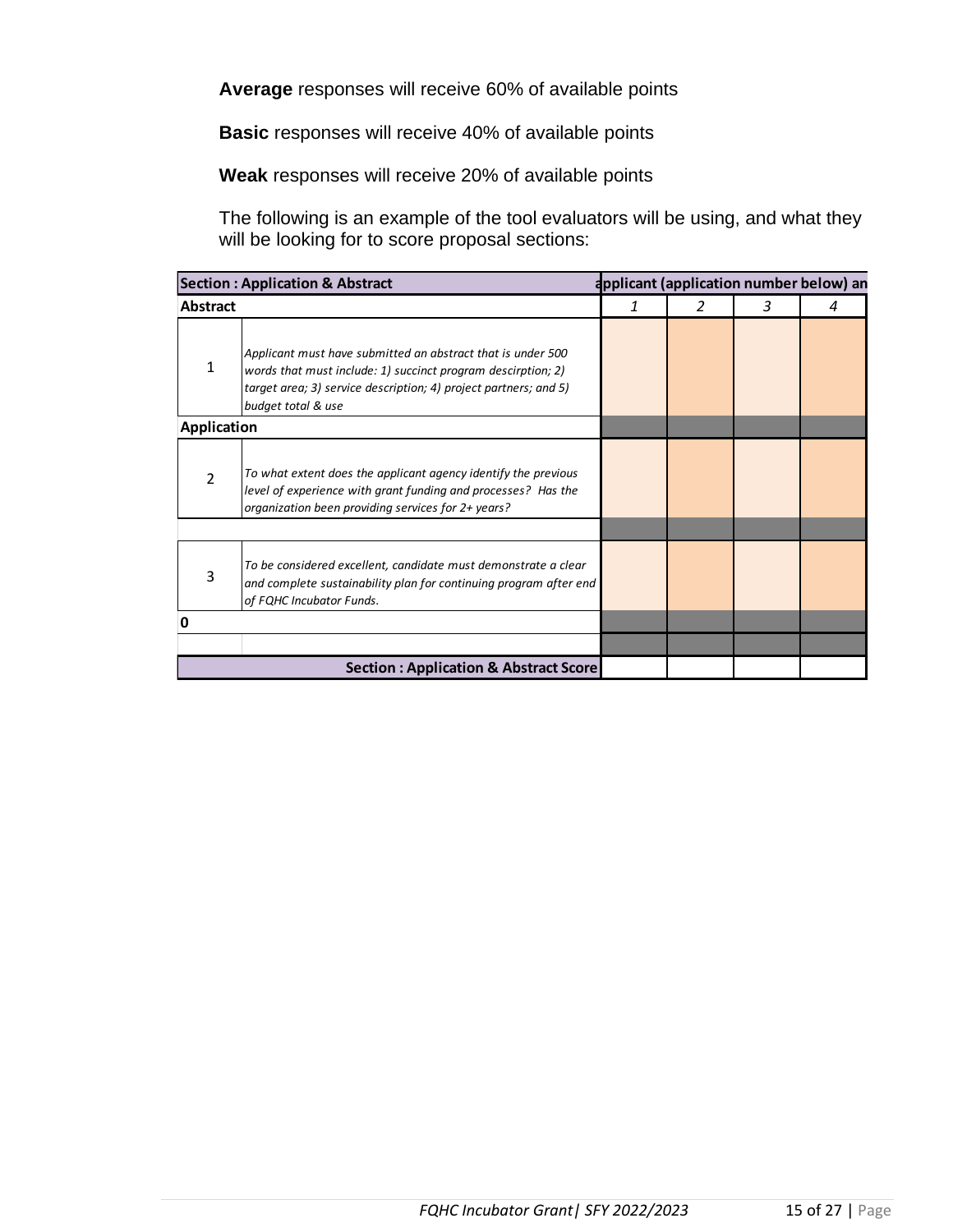**Average** responses will receive 60% of available points

**Basic** responses will receive 40% of available points

**Weak** responses will receive 20% of available points

The following is an example of the tool evaluators will be using, and what they will be looking for to score proposal sections:

| **Section : Application & Abstract** | | **applicant (application number below) an** | | | |
|---|---|---|---|---|---|
| **Abstract** | | *1* | *2* | *3* | *4* |
| 1 | *Applicant must have submitted an abstract that is under 500 words that must include: 1) succinct program descirption; 2) target area; 3) service description; 4) project partners; and 5) budget total & use* | | | | |
| **Application** | | | | | |
| 2 | *To what extent does the applicant agency identify the previous level of experience with grant funding and processes? Has the organization been providing services for 2+ years?* | | | | |
| | | | | | |
| 3 | *To be considered excellent, candidate must demonstrate a clear and complete sustainability plan for continuing program after end of FQHC Incubator Funds.* | | | | |
| **0** | | | | | |
| | | | | | |
| | **Section : Application & Abstract Score** | | | | |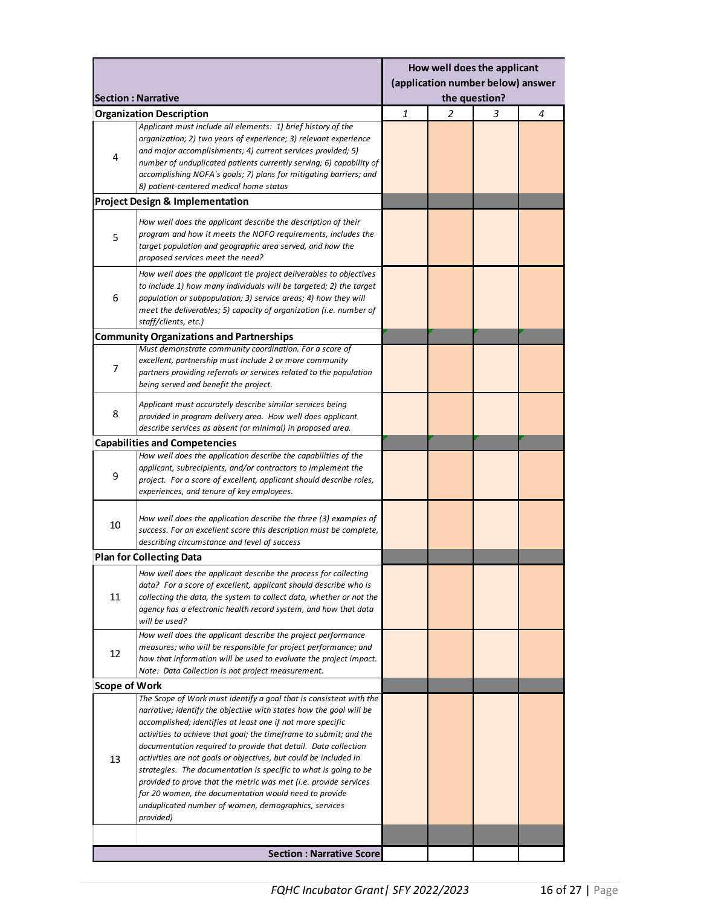| Section : Narrative | | How well does the applicant (application number below) answer the question? | | | |
|---|---|---|---|---|---|
| **Organization Description** | | *1* | *2* | *3* | *4* |
| 4 | *Applicant must include all elements: 1) brief history of the organization; 2) two years of experience; 3) relevant experience and major accomplishments; 4) current services provided; 5) number of unduplicated patients currently serving; 6) capability of accomplishing NOFA's goals; 7) plans for mitigating barriers; and 8) patient-centered medical home status* | | | | |
| **Project Design & Implementation** | | | | | |
| 5 | *How well does the applicant describe the description of their program and how it meets the NOFO requirements, includes the target population and geographic area served, and how the proposed services meet the need?* | | | | |
| 6 | *How well does the applicant tie project deliverables to objectives to include 1) how many individuals will be targeted; 2) the target population or subpopulation; 3) service areas; 4) how they will meet the deliverables; 5) capacity of organization (i.e. number of staff/clients, etc.)* | | | | |
| **Community Organizations and Partnerships** | | | | | |
| 7 | *Must demonstrate community coordination. For a score of excellent, partnership must include 2 or more community partners providing referrals or services related to the population being served and benefit the project.* | | | | |
| 8 | *Applicant must accurately describe similar services being provided in program delivery area. How well does applicant describe services as absent (or minimal) in proposed area.* | | | | |
| **Capabilities and Competencies** | | | | | |
| 9 | *How well does the application describe the capabilities of the applicant, subrecipients, and/or contractors to implement the project. For a score of excellent, applicant should describe roles, experiences, and tenure of key employees.* | | | | |
| 10 | *How well does the application describe the three (3) examples of success. For an excellent score this description must be complete, describing circumstance and level of success* | | | | |
| **Plan for Collecting Data** | | | | | |
| 11 | *How well does the applicant describe the process for collecting data? For a score of excellent, applicant should describe who is collecting the data, the system to collect data, whether or not the agency has a electronic health record system, and how that data will be used?* | | | | |
| 12 | *How well does the applicant describe the project performance measures; who will be responsible for project performance; and how that information will be used to evaluate the project impact. Note: Data Collection is not project measurement.* | | | | |
| **Scope of Work** | | | | | |
| 13 | *The Scope of Work must identify a goal that is consistent with the narrative; identify the objective with states how the goal will be accomplished; identifies at least one if not more specific activities to achieve that goal; the timeframe to submit; and the documentation required to provide that detail. Data collection activities are not goals or objectives, but could be included in strategies. The documentation is specific to what is going to be provided to prove that the metric was met (i.e. provide services for 20 women, the documentation would need to provide unduplicated number of women, demographics, services provided)* | | | | |
| | | | | | |
| | **Section : Narrative Score** | | | | |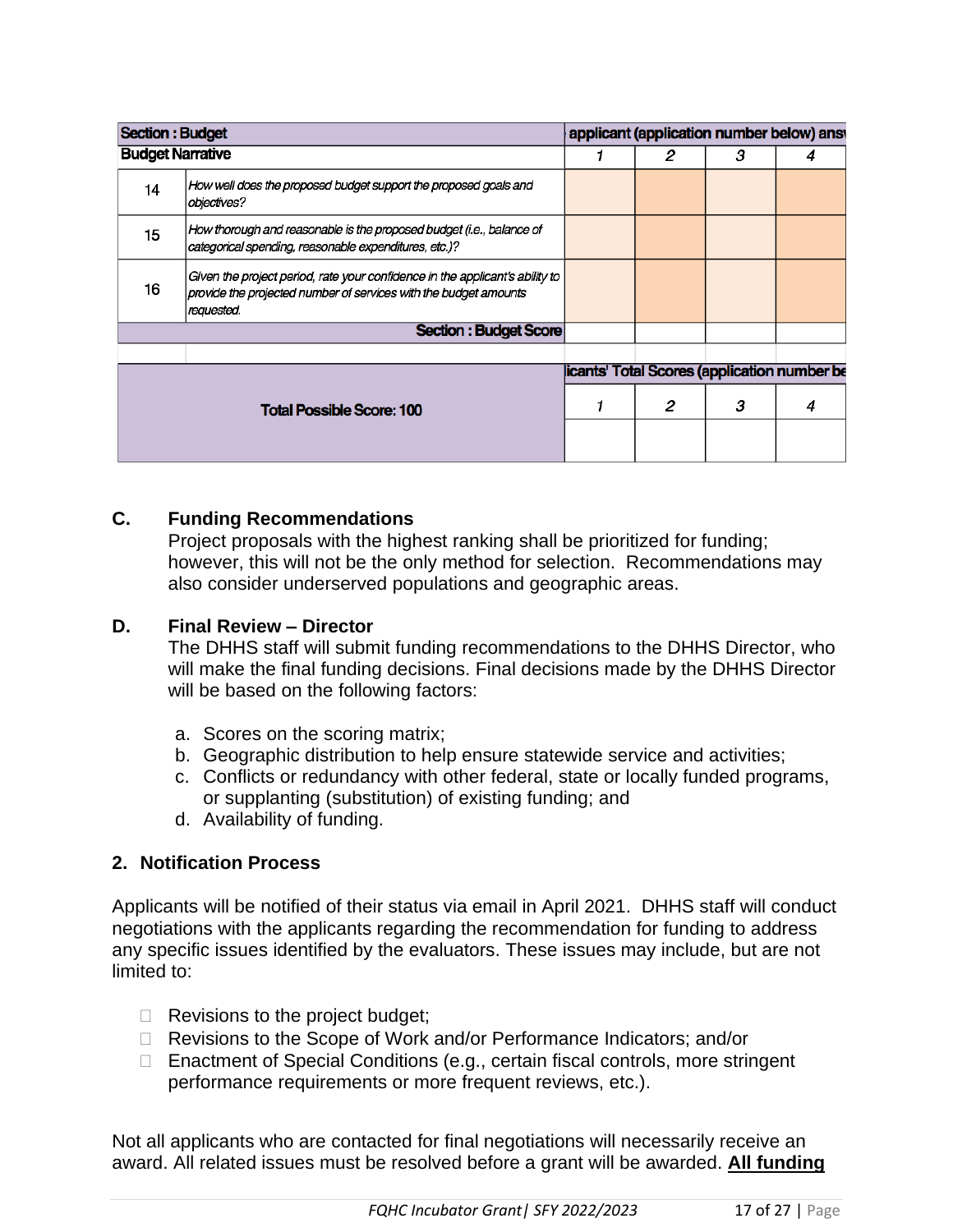| Section : Budget | | applicant (application number below) ansv | | | |
|---|---|---|---|---|---|
| **Budget Narrative** | | 1 | 2 | 3 | 4 |
| 14 | *How well does the proposed budget support the proposed goals and objectives?* | | | | |
| 15 | *How thorough and reasonable is the proposed budget (i.e., balance of categorical spending, reasonable expenditures, etc.)?* | | | | |
| 16 | *Given the project period, rate your confidence in the applicant's ability to provide the projected number of services with the budget amounts requested.* | | | | |
| | **Section : Budget Score** | | | | |

| Total Possible Score: 100 | licants' Total Scores (application number be | | | |
|---|---|---|---|---|
| | 1 | 2 | 3 | 4 |
| | | | | |

**C. Funding Recommendations**

Project proposals with the highest ranking shall be prioritized for funding; however, this will not be the only method for selection. Recommendations may also consider underserved populations and geographic areas.

**D. Final Review – Director**

The DHHS staff will submit funding recommendations to the DHHS Director, who will make the final funding decisions. Final decisions made by the DHHS Director will be based on the following factors:

a. Scores on the scoring matrix;
b. Geographic distribution to help ensure statewide service and activities;
c. Conflicts or redundancy with other federal, state or locally funded programs, or supplanting (substitution) of existing funding; and
d. Availability of funding.

## 2. Notification Process

Applicants will be notified of their status via email in April 2021. DHHS staff will conduct negotiations with the applicants regarding the recommendation for funding to address any specific issues identified by the evaluators. These issues may include, but are not limited to:

- Revisions to the project budget;
- Revisions to the Scope of Work and/or Performance Indicators; and/or
- Enactment of Special Conditions (e.g., certain fiscal controls, more stringent performance requirements or more frequent reviews, etc.).

Not all applicants who are contacted for final negotiations will necessarily receive an award. All related issues must be resolved before a grant will be awarded. **All funding**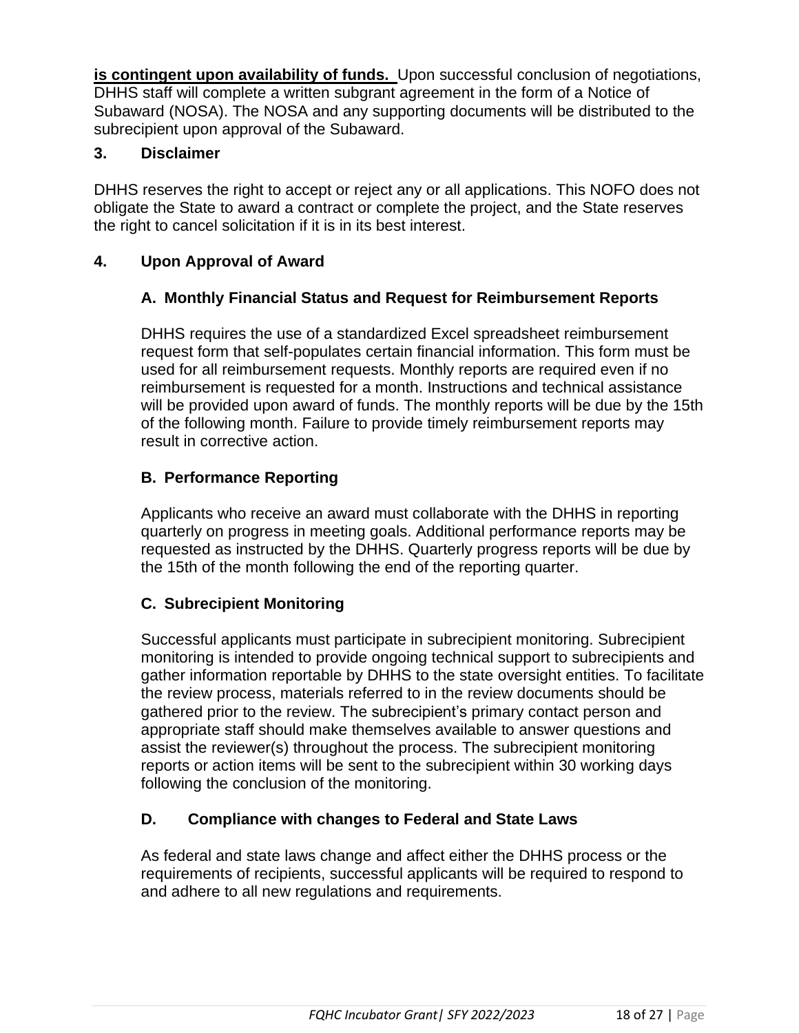**is contingent upon availability of funds.** Upon successful conclusion of negotiations, DHHS staff will complete a written subgrant agreement in the form of a Notice of Subaward (NOSA). The NOSA and any supporting documents will be distributed to the subrecipient upon approval of the Subaward.

### 3. Disclaimer

DHHS reserves the right to accept or reject any or all applications. This NOFO does not obligate the State to award a contract or complete the project, and the State reserves the right to cancel solicitation if it is in its best interest.

### 4. Upon Approval of Award

#### A. Monthly Financial Status and Request for Reimbursement Reports

DHHS requires the use of a standardized Excel spreadsheet reimbursement request form that self-populates certain financial information. This form must be used for all reimbursement requests. Monthly reports are required even if no reimbursement is requested for a month. Instructions and technical assistance will be provided upon award of funds. The monthly reports will be due by the 15th of the following month. Failure to provide timely reimbursement reports may result in corrective action.

#### B. Performance Reporting

Applicants who receive an award must collaborate with the DHHS in reporting quarterly on progress in meeting goals. Additional performance reports may be requested as instructed by the DHHS. Quarterly progress reports will be due by the 15th of the month following the end of the reporting quarter.

#### C. Subrecipient Monitoring

Successful applicants must participate in subrecipient monitoring. Subrecipient monitoring is intended to provide ongoing technical support to subrecipients and gather information reportable by DHHS to the state oversight entities. To facilitate the review process, materials referred to in the review documents should be gathered prior to the review. The subrecipient's primary contact person and appropriate staff should make themselves available to answer questions and assist the reviewer(s) throughout the process. The subrecipient monitoring reports or action items will be sent to the subrecipient within 30 working days following the conclusion of the monitoring.

#### D. Compliance with changes to Federal and State Laws

As federal and state laws change and affect either the DHHS process or the requirements of recipients, successful applicants will be required to respond to and adhere to all new regulations and requirements.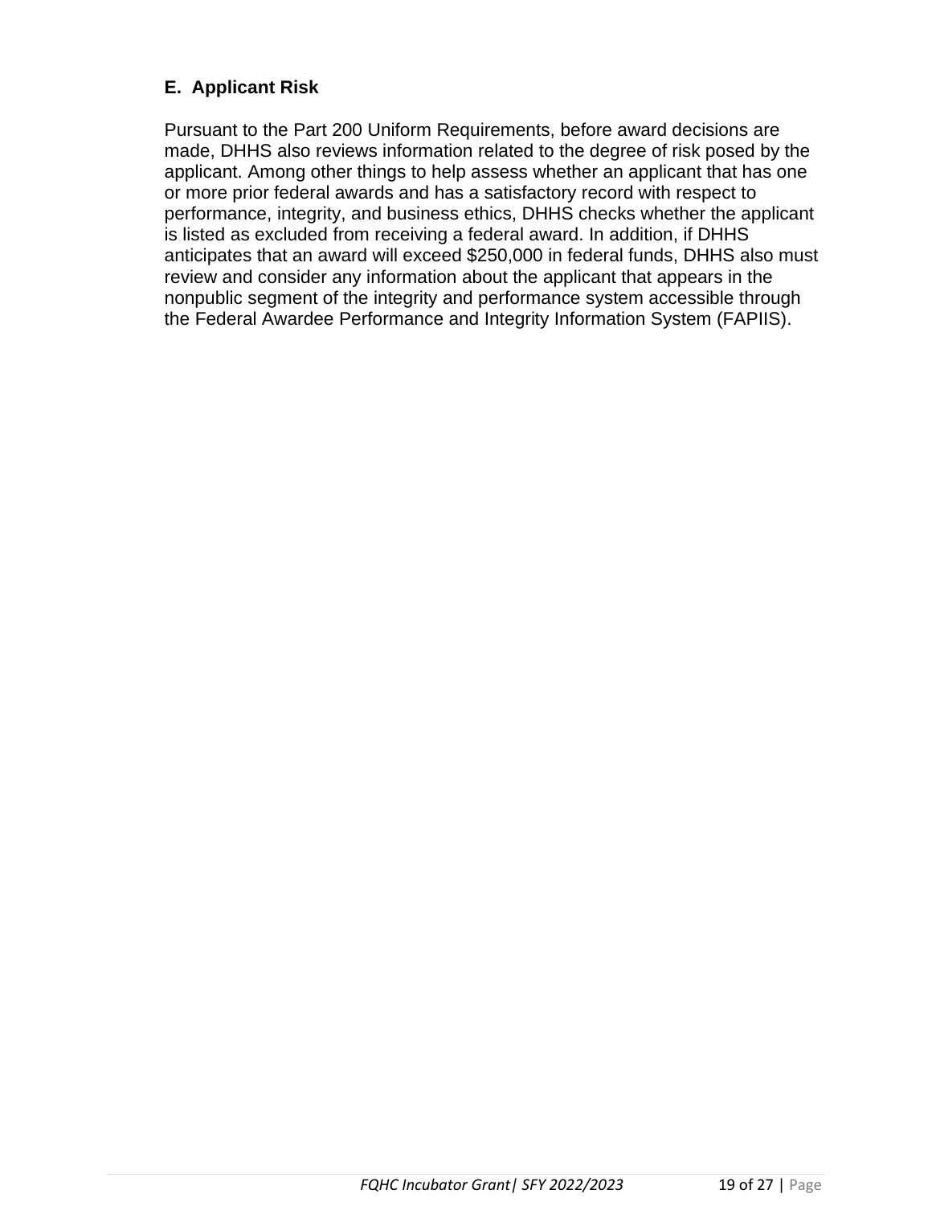### E. Applicant Risk

Pursuant to the Part 200 Uniform Requirements, before award decisions are made, DHHS also reviews information related to the degree of risk posed by the applicant. Among other things to help assess whether an applicant that has one or more prior federal awards and has a satisfactory record with respect to performance, integrity, and business ethics, DHHS checks whether the applicant is listed as excluded from receiving a federal award. In addition, if DHHS anticipates that an award will exceed $250,000 in federal funds, DHHS also must review and consider any information about the applicant that appears in the nonpublic segment of the integrity and performance system accessible through the Federal Awardee Performance and Integrity Information System (FAPIIS).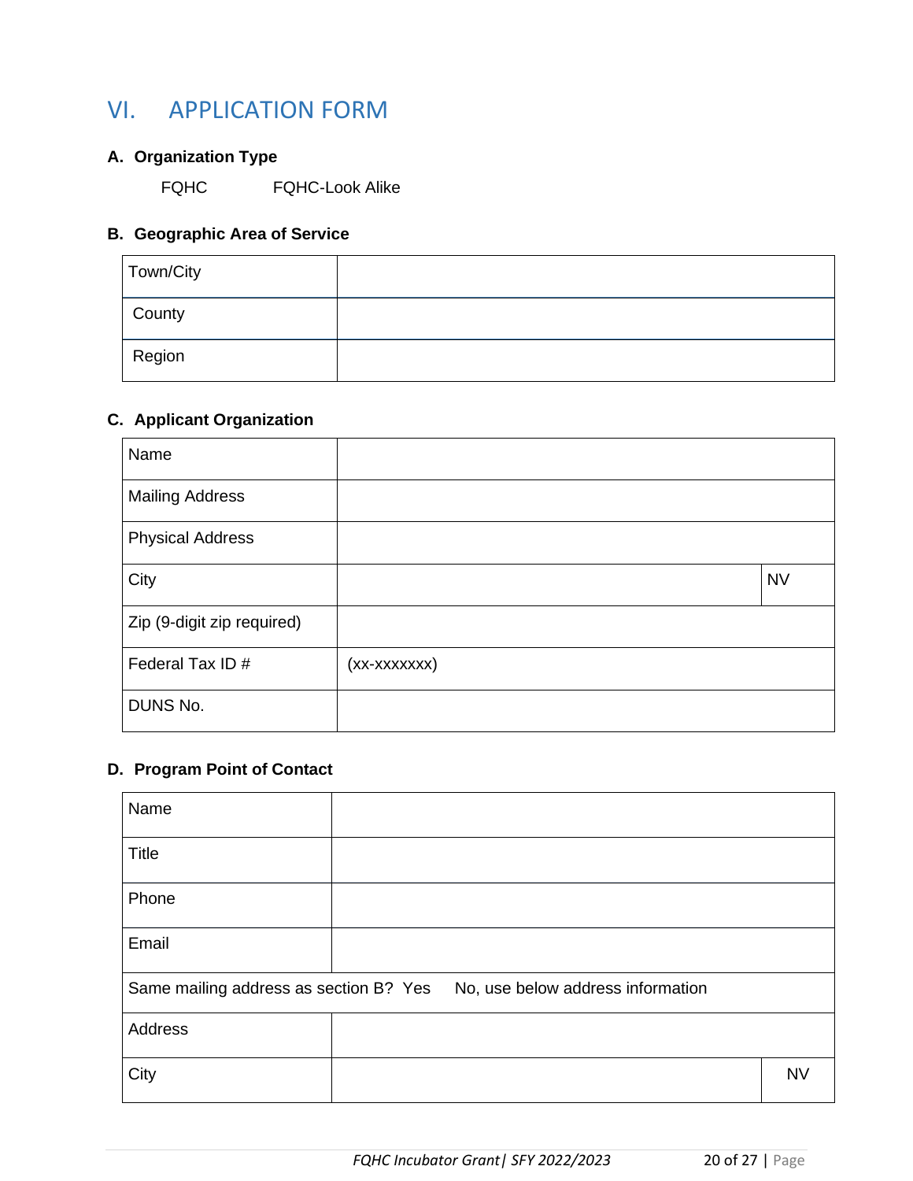# VI. APPLICATION FORM

### A. Organization Type

FQHC FQHC-Look Alike

### B. Geographic Area of Service

| | |
|---|---|
| Town/City | |
| County | |
| Region | |

### C. Applicant Organization

| | | |
|---|---|---|
| Name | | |
| Mailing Address | | |
| Physical Address | | |
| City | | NV |
| Zip (9-digit zip required) | | |
| Federal Tax ID # | (xx-xxxxxxx) | |
| DUNS No. | | |

### D. Program Point of Contact

| | | |
|---|---|---|
| Name | | |
| Title | | |
| Phone | | |
| Email | | |
| Same mailing address as section B? Yes No, use below address information | | |
| Address | | |
| City | | NV |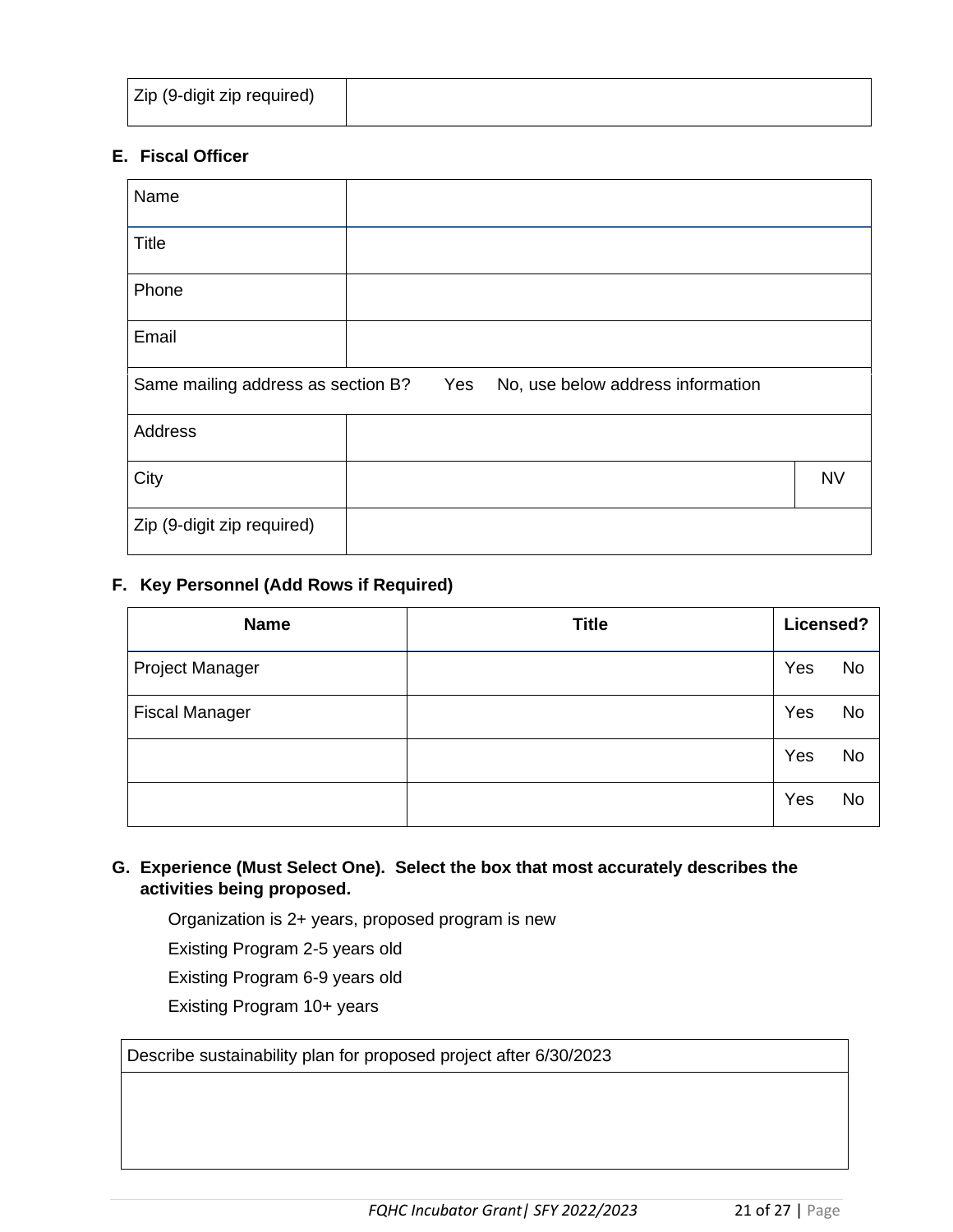| Zip (9-digit zip required) | |
|---|---|

**E. Fiscal Officer**

| Name | | |
|---|---|---|
| Title | | |
| Phone | | |
| Email | | |
| Same mailing address as section B? Yes No, use below address information | | |
| Address | | |
| City | | NV |
| Zip (9-digit zip required) | | |

**F. Key Personnel (Add Rows if Required)**

| Name | Title | Licensed? |
|---|---|---|
| Project Manager | | Yes No |
| Fiscal Manager | | Yes No |
| | | Yes No |
| | | Yes No |

**G. Experience (Must Select One). Select the box that most accurately describes the activities being proposed.**

Organization is 2+ years, proposed program is new

Existing Program 2-5 years old

Existing Program 6-9 years old

Existing Program 10+ years

| Describe sustainability plan for proposed project after 6/30/2023 |
|---|
| |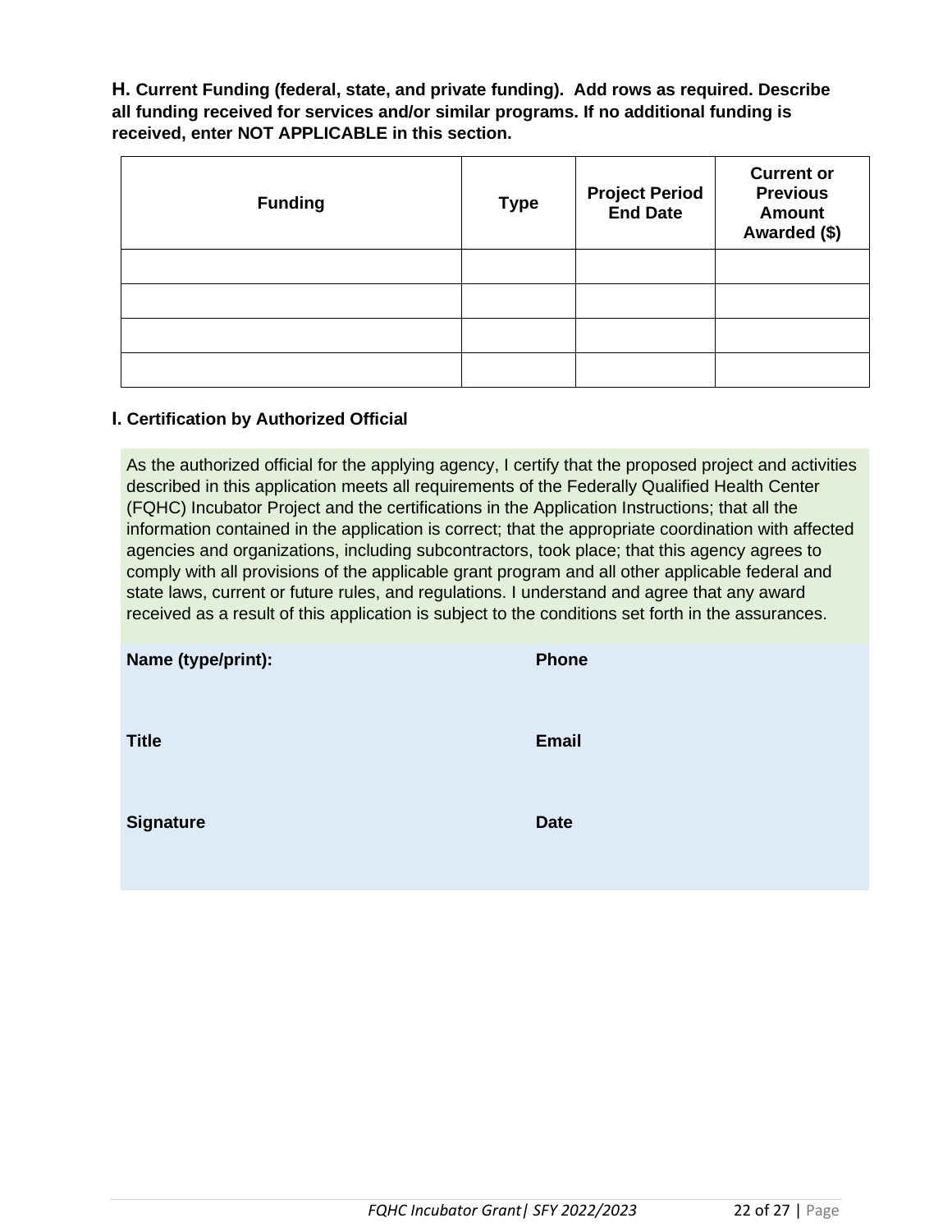**H. Current Funding (federal, state, and private funding). Add rows as required. Describe all funding received for services and/or similar programs. If no additional funding is received, enter NOT APPLICABLE in this section.**

| Funding | Type | Project Period End Date | Current or Previous Amount Awarded ($) |
|---|---|---|---|
| | | | |
| | | | |
| | | | |
| | | | |

**I. Certification by Authorized Official**

As the authorized official for the applying agency, I certify that the proposed project and activities described in this application meets all requirements of the Federally Qualified Health Center (FQHC) Incubator Project and the certifications in the Application Instructions; that all the information contained in the application is correct; that the appropriate coordination with affected agencies and organizations, including subcontractors, took place; that this agency agrees to comply with all provisions of the applicable grant program and all other applicable federal and state laws, current or future rules, and regulations. I understand and agree that any award received as a result of this application is subject to the conditions set forth in the assurances.

| | |
|---|---|
| **Name (type/print):** | **Phone** |
| **Title** | **Email** |
| **Signature** | **Date** |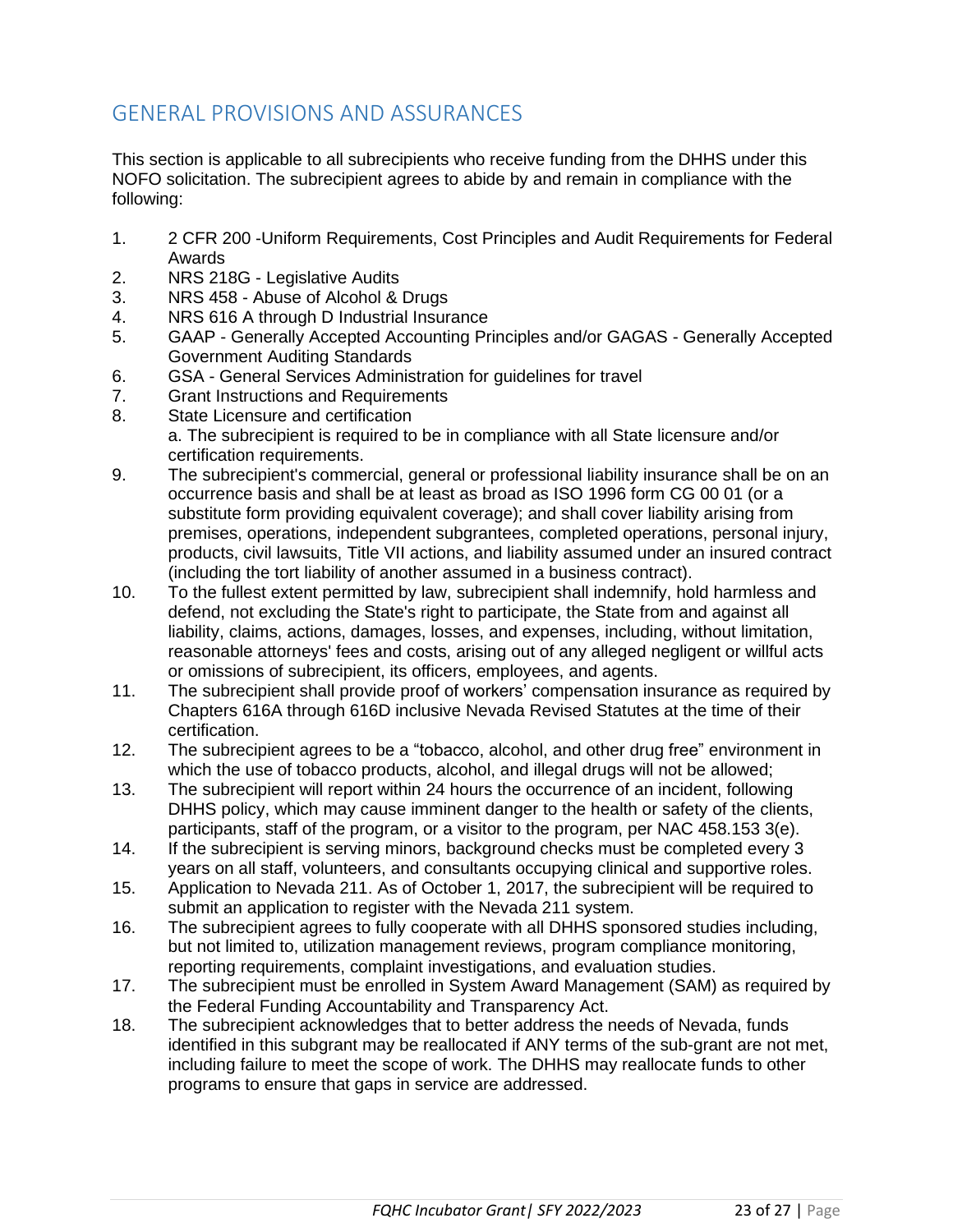## GENERAL PROVISIONS AND ASSURANCES

This section is applicable to all subrecipients who receive funding from the DHHS under this NOFO solicitation. The subrecipient agrees to abide by and remain in compliance with the following:

1. 2 CFR 200 -Uniform Requirements, Cost Principles and Audit Requirements for Federal Awards
2. NRS 218G - Legislative Audits
3. NRS 458 - Abuse of Alcohol & Drugs
4. NRS 616 A through D Industrial Insurance
5. GAAP - Generally Accepted Accounting Principles and/or GAGAS - Generally Accepted Government Auditing Standards
6. GSA - General Services Administration for guidelines for travel
7. Grant Instructions and Requirements
8. State Licensure and certification
   a. The subrecipient is required to be in compliance with all State licensure and/or certification requirements.
9. The subrecipient's commercial, general or professional liability insurance shall be on an occurrence basis and shall be at least as broad as ISO 1996 form CG 00 01 (or a substitute form providing equivalent coverage); and shall cover liability arising from premises, operations, independent subgrantees, completed operations, personal injury, products, civil lawsuits, Title VII actions, and liability assumed under an insured contract (including the tort liability of another assumed in a business contract).
10. To the fullest extent permitted by law, subrecipient shall indemnify, hold harmless and defend, not excluding the State's right to participate, the State from and against all liability, claims, actions, damages, losses, and expenses, including, without limitation, reasonable attorneys' fees and costs, arising out of any alleged negligent or willful acts or omissions of subrecipient, its officers, employees, and agents.
11. The subrecipient shall provide proof of workers' compensation insurance as required by Chapters 616A through 616D inclusive Nevada Revised Statutes at the time of their certification.
12. The subrecipient agrees to be a "tobacco, alcohol, and other drug free" environment in which the use of tobacco products, alcohol, and illegal drugs will not be allowed;
13. The subrecipient will report within 24 hours the occurrence of an incident, following DHHS policy, which may cause imminent danger to the health or safety of the clients, participants, staff of the program, or a visitor to the program, per NAC 458.153 3(e).
14. If the subrecipient is serving minors, background checks must be completed every 3 years on all staff, volunteers, and consultants occupying clinical and supportive roles.
15. Application to Nevada 211. As of October 1, 2017, the subrecipient will be required to submit an application to register with the Nevada 211 system.
16. The subrecipient agrees to fully cooperate with all DHHS sponsored studies including, but not limited to, utilization management reviews, program compliance monitoring, reporting requirements, complaint investigations, and evaluation studies.
17. The subrecipient must be enrolled in System Award Management (SAM) as required by the Federal Funding Accountability and Transparency Act.
18. The subrecipient acknowledges that to better address the needs of Nevada, funds identified in this subgrant may be reallocated if ANY terms of the sub-grant are not met, including failure to meet the scope of work. The DHHS may reallocate funds to other programs to ensure that gaps in service are addressed.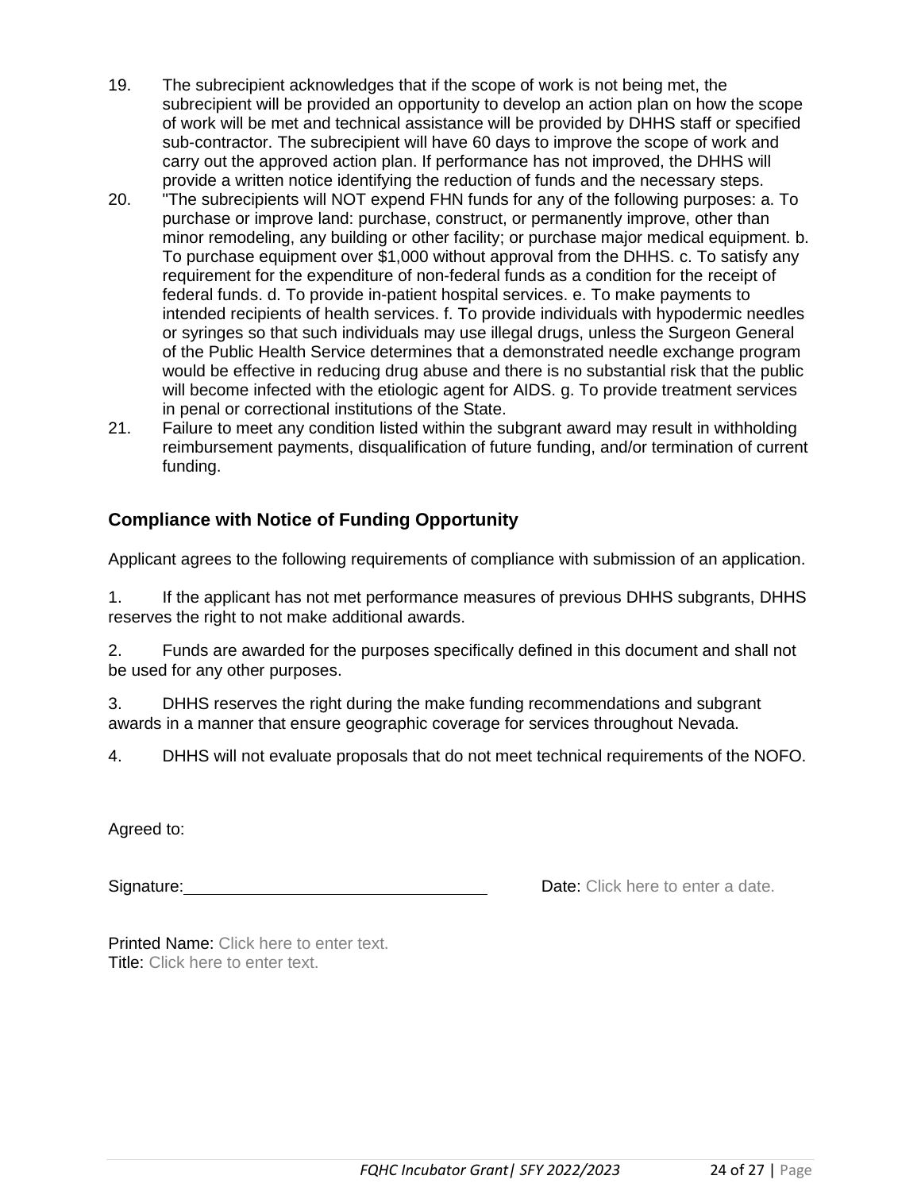19. The subrecipient acknowledges that if the scope of work is not being met, the subrecipient will be provided an opportunity to develop an action plan on how the scope of work will be met and technical assistance will be provided by DHHS staff or specified sub-contractor. The subrecipient will have 60 days to improve the scope of work and carry out the approved action plan. If performance has not improved, the DHHS will provide a written notice identifying the reduction of funds and the necessary steps.
20. "The subrecipients will NOT expend FHN funds for any of the following purposes: a. To purchase or improve land: purchase, construct, or permanently improve, other than minor remodeling, any building or other facility; or purchase major medical equipment. b. To purchase equipment over $1,000 without approval from the DHHS. c. To satisfy any requirement for the expenditure of non-federal funds as a condition for the receipt of federal funds. d. To provide in-patient hospital services. e. To make payments to intended recipients of health services. f. To provide individuals with hypodermic needles or syringes so that such individuals may use illegal drugs, unless the Surgeon General of the Public Health Service determines that a demonstrated needle exchange program would be effective in reducing drug abuse and there is no substantial risk that the public will become infected with the etiologic agent for AIDS. g. To provide treatment services in penal or correctional institutions of the State.
21. Failure to meet any condition listed within the subgrant award may result in withholding reimbursement payments, disqualification of future funding, and/or termination of current funding.

### Compliance with Notice of Funding Opportunity

Applicant agrees to the following requirements of compliance with submission of an application.

1. If the applicant has not met performance measures of previous DHHS subgrants, DHHS reserves the right to not make additional awards.

2. Funds are awarded for the purposes specifically defined in this document and shall not be used for any other purposes.

3. DHHS reserves the right during the make funding recommendations and subgrant awards in a manner that ensure geographic coverage for services throughout Nevada.

4. DHHS will not evaluate proposals that do not meet technical requirements of the NOFO.

Agreed to:

Signature: ______________________________ Date: Click here to enter a date.

Printed Name: Click here to enter text.
Title: Click here to enter text.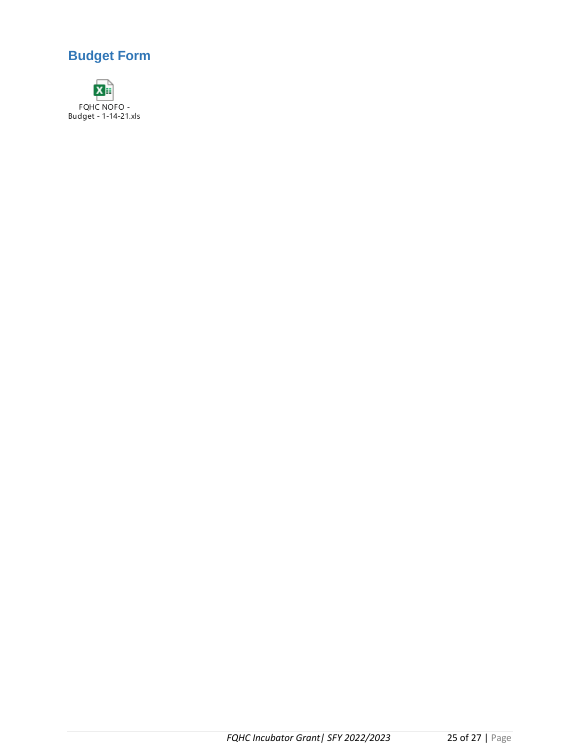## Budget Form

FQHC NOFO - Budget - 1-14-21.xls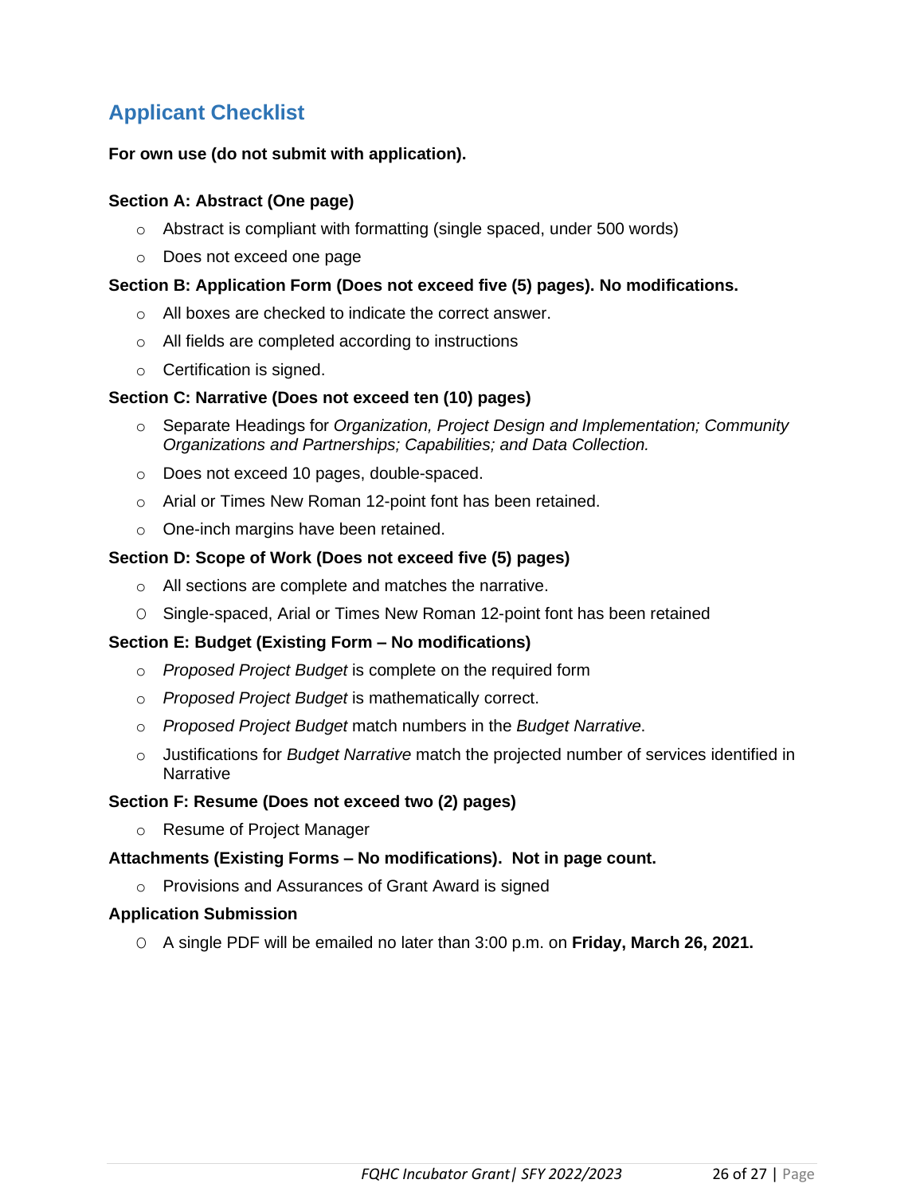## Applicant Checklist

**For own use (do not submit with application).**

**Section A: Abstract (One page)**

- Abstract is compliant with formatting (single spaced, under 500 words)
- Does not exceed one page

**Section B: Application Form (Does not exceed five (5) pages). No modifications.**

- All boxes are checked to indicate the correct answer.
- All fields are completed according to instructions
- Certification is signed.

**Section C: Narrative (Does not exceed ten (10) pages)**

- Separate Headings for *Organization, Project Design and Implementation; Community Organizations and Partnerships; Capabilities; and Data Collection.*
- Does not exceed 10 pages, double-spaced.
- Arial or Times New Roman 12-point font has been retained.
- One-inch margins have been retained.

**Section D: Scope of Work (Does not exceed five (5) pages)**

- All sections are complete and matches the narrative.
- Single-spaced, Arial or Times New Roman 12-point font has been retained

**Section E: Budget (Existing Form – No modifications)**

- *Proposed Project Budget* is complete on the required form
- *Proposed Project Budget* is mathematically correct.
- *Proposed Project Budget* match numbers in the *Budget Narrative*.
- Justifications for *Budget Narrative* match the projected number of services identified in Narrative

**Section F: Resume (Does not exceed two (2) pages)**

- Resume of Project Manager

**Attachments (Existing Forms – No modifications). Not in page count.**

- Provisions and Assurances of Grant Award is signed

**Application Submission**

- A single PDF will be emailed no later than 3:00 p.m. on **Friday, March 26, 2021.**